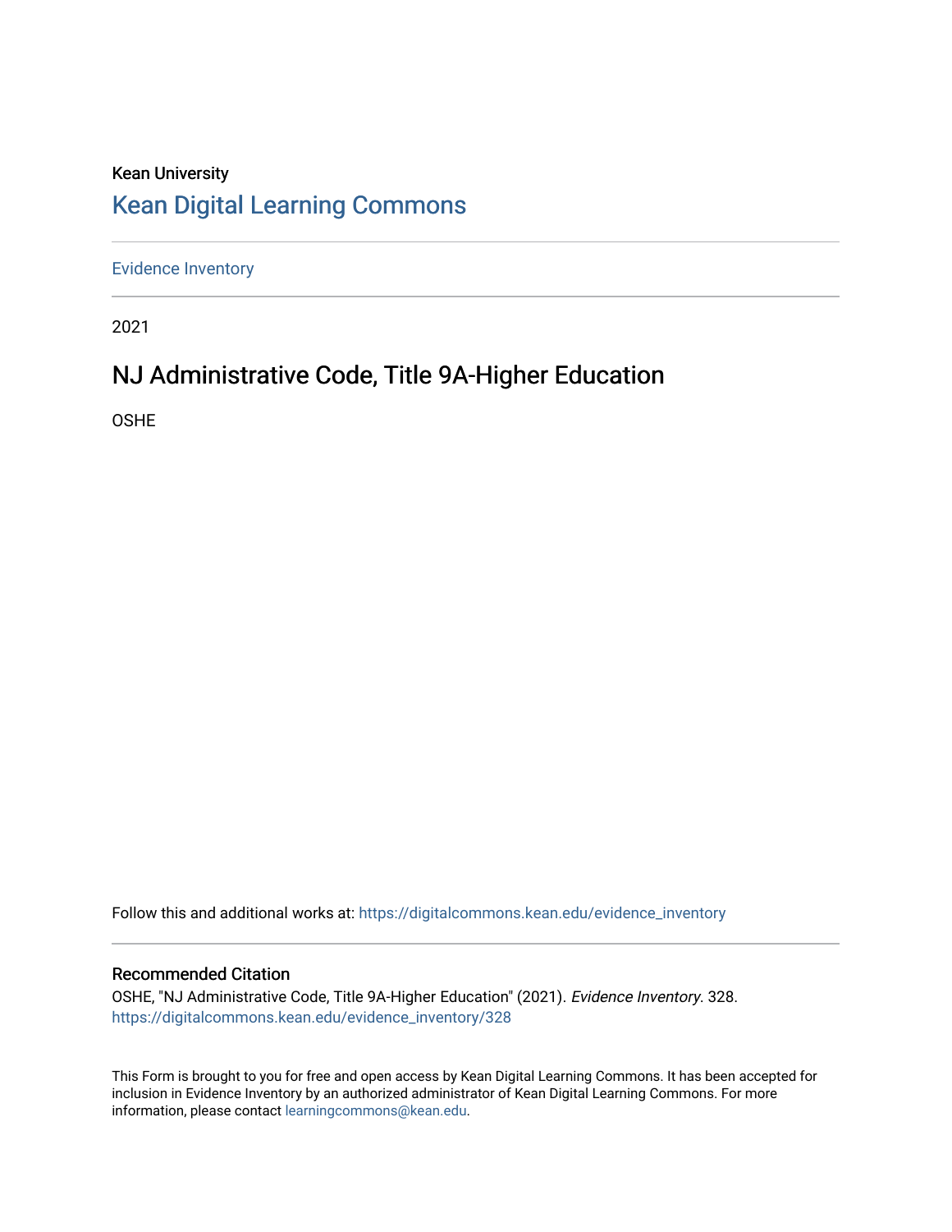Kean University

# Kean Digital Learning Commons

Evidence Inventory

2021

## NJ Administrative Code, Title 9A-Higher Education

OSHE

Follow this and additional works at: https://digitalcommons.kean.edu/evidence_inventory

### Recommended Citation

OSHE, "NJ Administrative Code, Title 9A-Higher Education" (2021). *Evidence Inventory*. 328.
https://digitalcommons.kean.edu/evidence_inventory/328

This Form is brought to you for free and open access by Kean Digital Learning Commons. It has been accepted for inclusion in Evidence Inventory by an authorized administrator of Kean Digital Learning Commons. For more information, please contact learningcommons@kean.edu.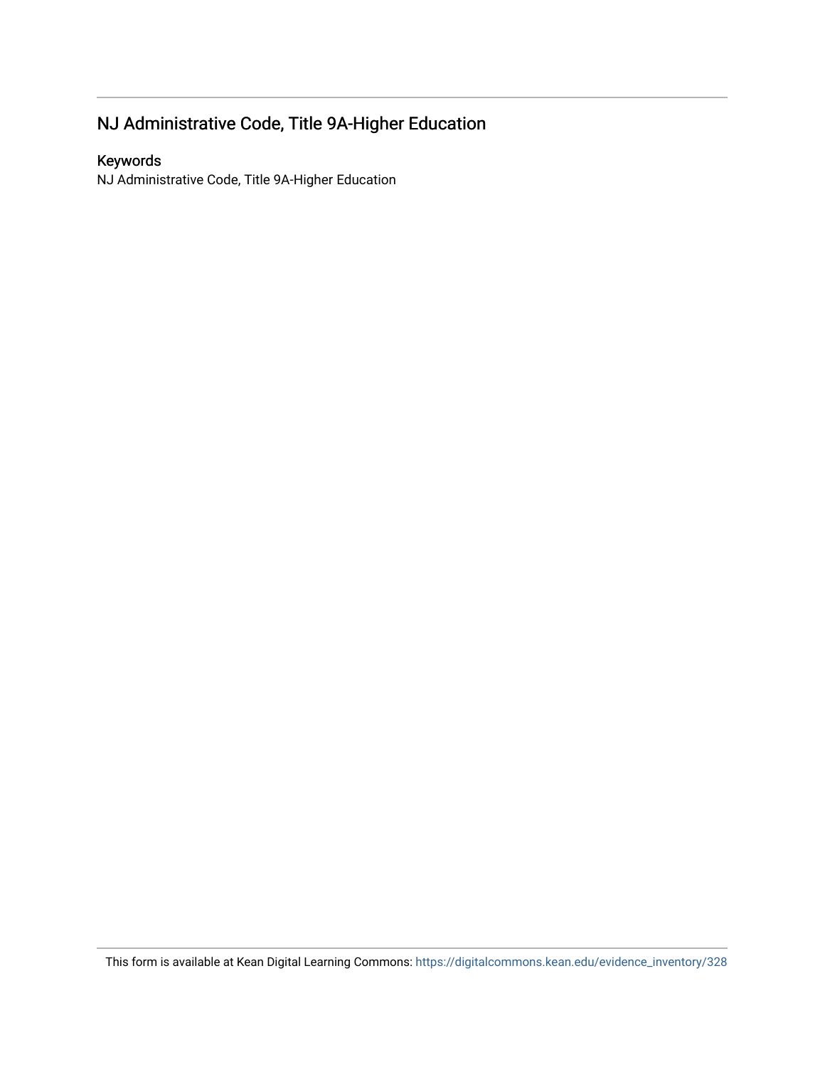## NJ Administrative Code, Title 9A-Higher Education

### Keywords

NJ Administrative Code, Title 9A-Higher Education

This form is available at Kean Digital Learning Commons: https://digitalcommons.kean.edu/evidence_inventory/328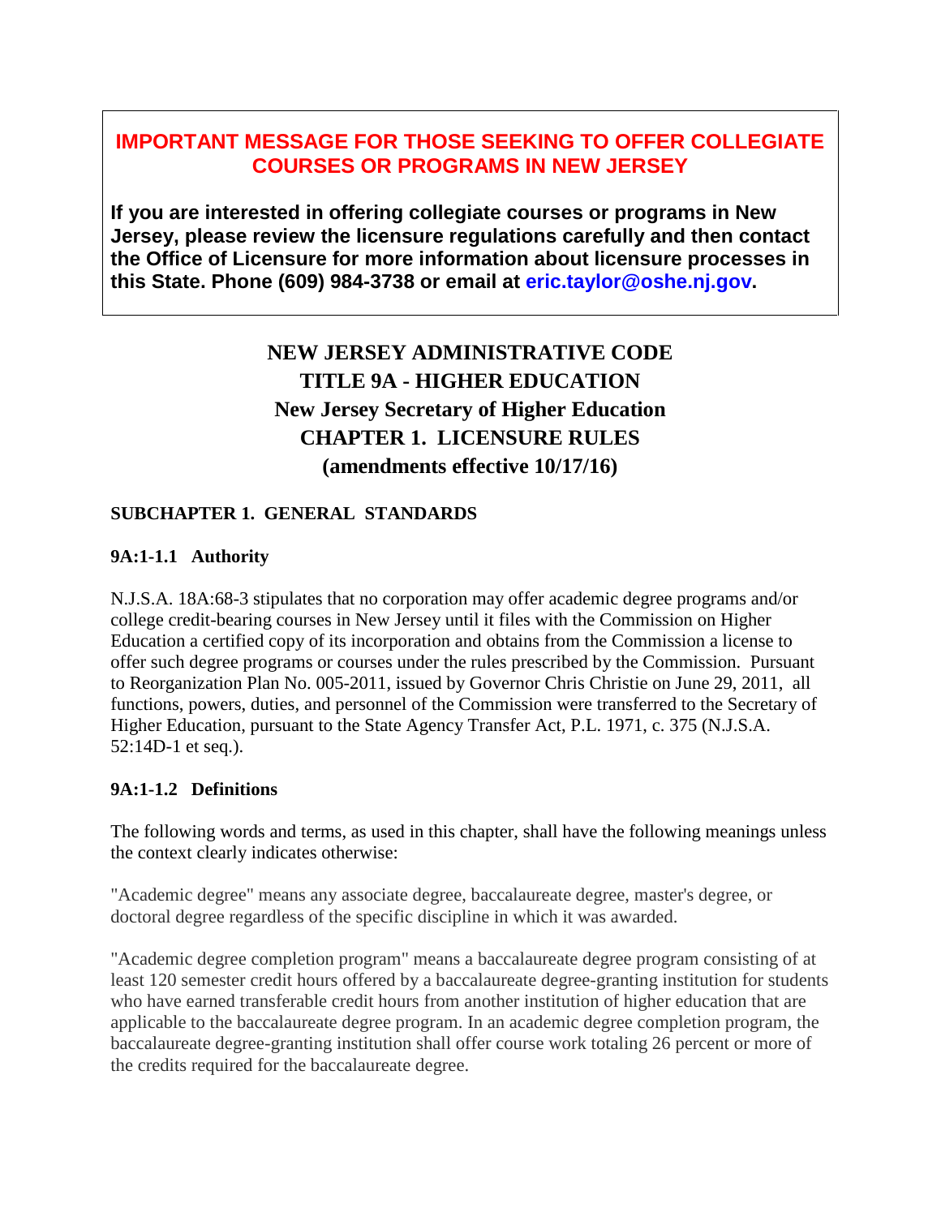**IMPORTANT MESSAGE FOR THOSE SEEKING TO OFFER COLLEGIATE COURSES OR PROGRAMS IN NEW JERSEY**

**If you are interested in offering collegiate courses or programs in New Jersey, please review the licensure regulations carefully and then contact the Office of Licensure for more information about licensure processes in this State. Phone (609) 984-3738 or email at eric.taylor@oshe.nj.gov.**

# NEW JERSEY ADMINISTRATIVE CODE
# TITLE 9A - HIGHER EDUCATION
# New Jersey Secretary of Higher Education
# CHAPTER 1. LICENSURE RULES
# (amendments effective 10/17/16)

## SUBCHAPTER 1. GENERAL STANDARDS

### 9A:1-1.1 Authority

N.J.S.A. 18A:68-3 stipulates that no corporation may offer academic degree programs and/or college credit-bearing courses in New Jersey until it files with the Commission on Higher Education a certified copy of its incorporation and obtains from the Commission a license to offer such degree programs or courses under the rules prescribed by the Commission. Pursuant to Reorganization Plan No. 005-2011, issued by Governor Chris Christie on June 29, 2011, all functions, powers, duties, and personnel of the Commission were transferred to the Secretary of Higher Education, pursuant to the State Agency Transfer Act, P.L. 1971, c. 375 (N.J.S.A. 52:14D-1 et seq.).

### 9A:1-1.2 Definitions

The following words and terms, as used in this chapter, shall have the following meanings unless the context clearly indicates otherwise:

"Academic degree" means any associate degree, baccalaureate degree, master's degree, or doctoral degree regardless of the specific discipline in which it was awarded.

"Academic degree completion program" means a baccalaureate degree program consisting of at least 120 semester credit hours offered by a baccalaureate degree-granting institution for students who have earned transferable credit hours from another institution of higher education that are applicable to the baccalaureate degree program. In an academic degree completion program, the baccalaureate degree-granting institution shall offer course work totaling 26 percent or more of the credits required for the baccalaureate degree.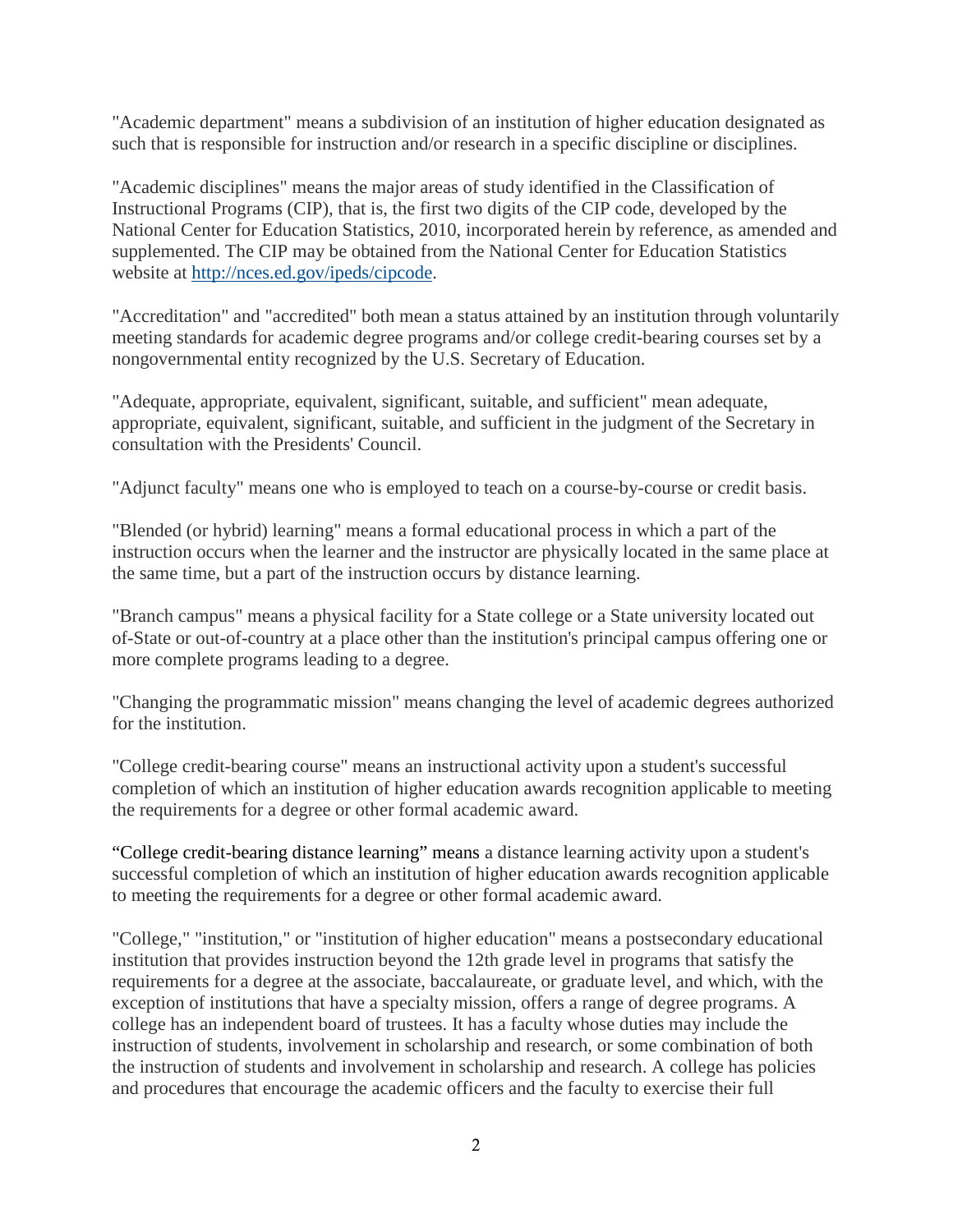"Academic department" means a subdivision of an institution of higher education designated as such that is responsible for instruction and/or research in a specific discipline or disciplines.

"Academic disciplines" means the major areas of study identified in the Classification of Instructional Programs (CIP), that is, the first two digits of the CIP code, developed by the National Center for Education Statistics, 2010, incorporated herein by reference, as amended and supplemented. The CIP may be obtained from the National Center for Education Statistics website at [http://nces.ed.gov/ipeds/cipcode](http://nces.ed.gov/ipeds/cipcode).

"Accreditation" and "accredited" both mean a status attained by an institution through voluntarily meeting standards for academic degree programs and/or college credit-bearing courses set by a nongovernmental entity recognized by the U.S. Secretary of Education.

"Adequate, appropriate, equivalent, significant, suitable, and sufficient" mean adequate, appropriate, equivalent, significant, suitable, and sufficient in the judgment of the Secretary in consultation with the Presidents' Council.

"Adjunct faculty" means one who is employed to teach on a course-by-course or credit basis.

"Blended (or hybrid) learning" means a formal educational process in which a part of the instruction occurs when the learner and the instructor are physically located in the same place at the same time, but a part of the instruction occurs by distance learning.

"Branch campus" means a physical facility for a State college or a State university located out of-State or out-of-country at a place other than the institution's principal campus offering one or more complete programs leading to a degree.

"Changing the programmatic mission" means changing the level of academic degrees authorized for the institution.

"College credit-bearing course" means an instructional activity upon a student's successful completion of which an institution of higher education awards recognition applicable to meeting the requirements for a degree or other formal academic award.

"College credit-bearing distance learning" means a distance learning activity upon a student's successful completion of which an institution of higher education awards recognition applicable to meeting the requirements for a degree or other formal academic award.

"College," "institution," or "institution of higher education" means a postsecondary educational institution that provides instruction beyond the 12th grade level in programs that satisfy the requirements for a degree at the associate, baccalaureate, or graduate level, and which, with the exception of institutions that have a specialty mission, offers a range of degree programs. A college has an independent board of trustees. It has a faculty whose duties may include the instruction of students, involvement in scholarship and research, or some combination of both the instruction of students and involvement in scholarship and research. A college has policies and procedures that encourage the academic officers and the faculty to exercise their full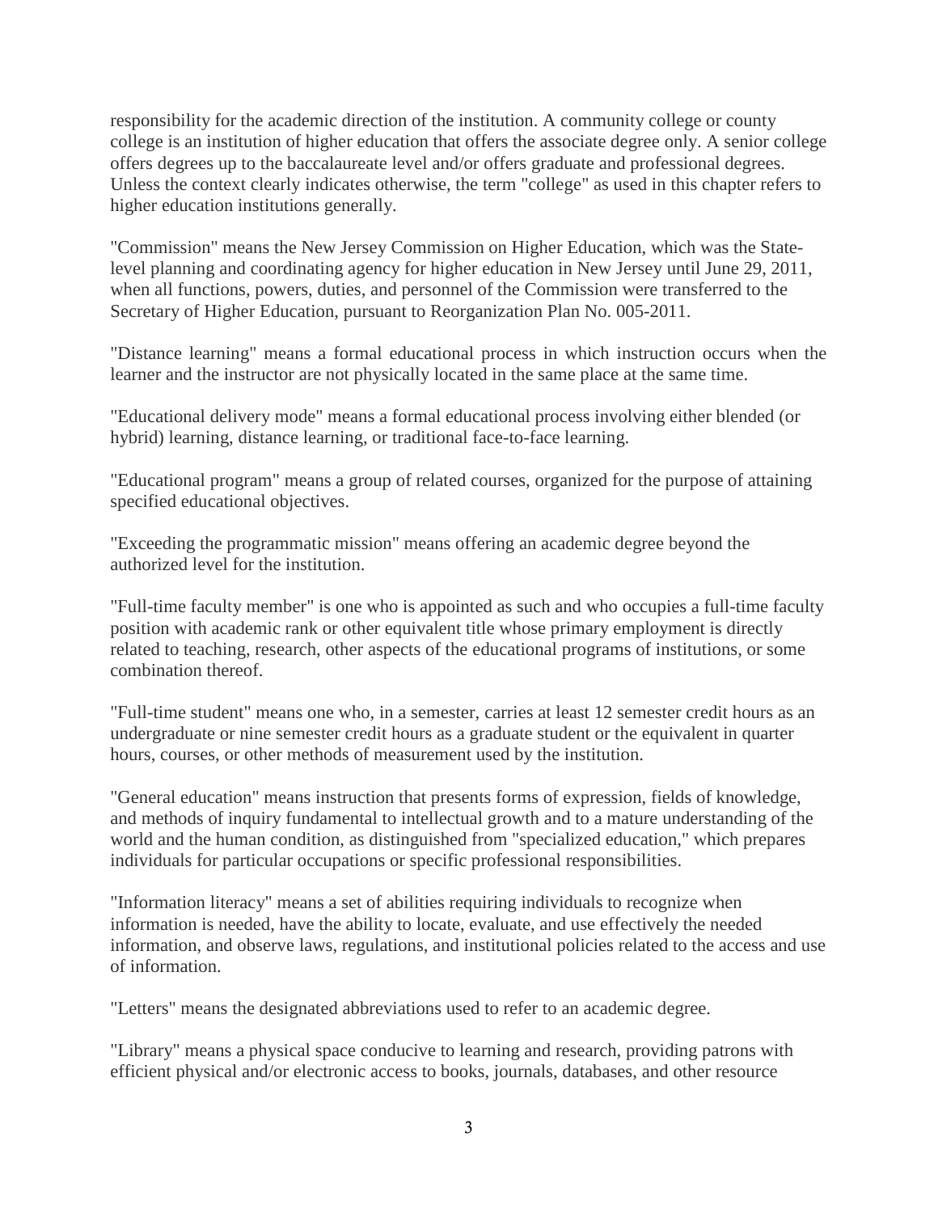responsibility for the academic direction of the institution. A community college or county college is an institution of higher education that offers the associate degree only. A senior college offers degrees up to the baccalaureate level and/or offers graduate and professional degrees. Unless the context clearly indicates otherwise, the term "college" as used in this chapter refers to higher education institutions generally.

"Commission" means the New Jersey Commission on Higher Education, which was the State-level planning and coordinating agency for higher education in New Jersey until June 29, 2011, when all functions, powers, duties, and personnel of the Commission were transferred to the Secretary of Higher Education, pursuant to Reorganization Plan No. 005-2011.

"Distance learning" means a formal educational process in which instruction occurs when the learner and the instructor are not physically located in the same place at the same time.

"Educational delivery mode" means a formal educational process involving either blended (or hybrid) learning, distance learning, or traditional face-to-face learning.

"Educational program" means a group of related courses, organized for the purpose of attaining specified educational objectives.

"Exceeding the programmatic mission" means offering an academic degree beyond the authorized level for the institution.

"Full-time faculty member" is one who is appointed as such and who occupies a full-time faculty position with academic rank or other equivalent title whose primary employment is directly related to teaching, research, other aspects of the educational programs of institutions, or some combination thereof.

"Full-time student" means one who, in a semester, carries at least 12 semester credit hours as an undergraduate or nine semester credit hours as a graduate student or the equivalent in quarter hours, courses, or other methods of measurement used by the institution.

"General education" means instruction that presents forms of expression, fields of knowledge, and methods of inquiry fundamental to intellectual growth and to a mature understanding of the world and the human condition, as distinguished from "specialized education," which prepares individuals for particular occupations or specific professional responsibilities.

"Information literacy" means a set of abilities requiring individuals to recognize when information is needed, have the ability to locate, evaluate, and use effectively the needed information, and observe laws, regulations, and institutional policies related to the access and use of information.

"Letters" means the designated abbreviations used to refer to an academic degree.

"Library" means a physical space conducive to learning and research, providing patrons with efficient physical and/or electronic access to books, journals, databases, and other resource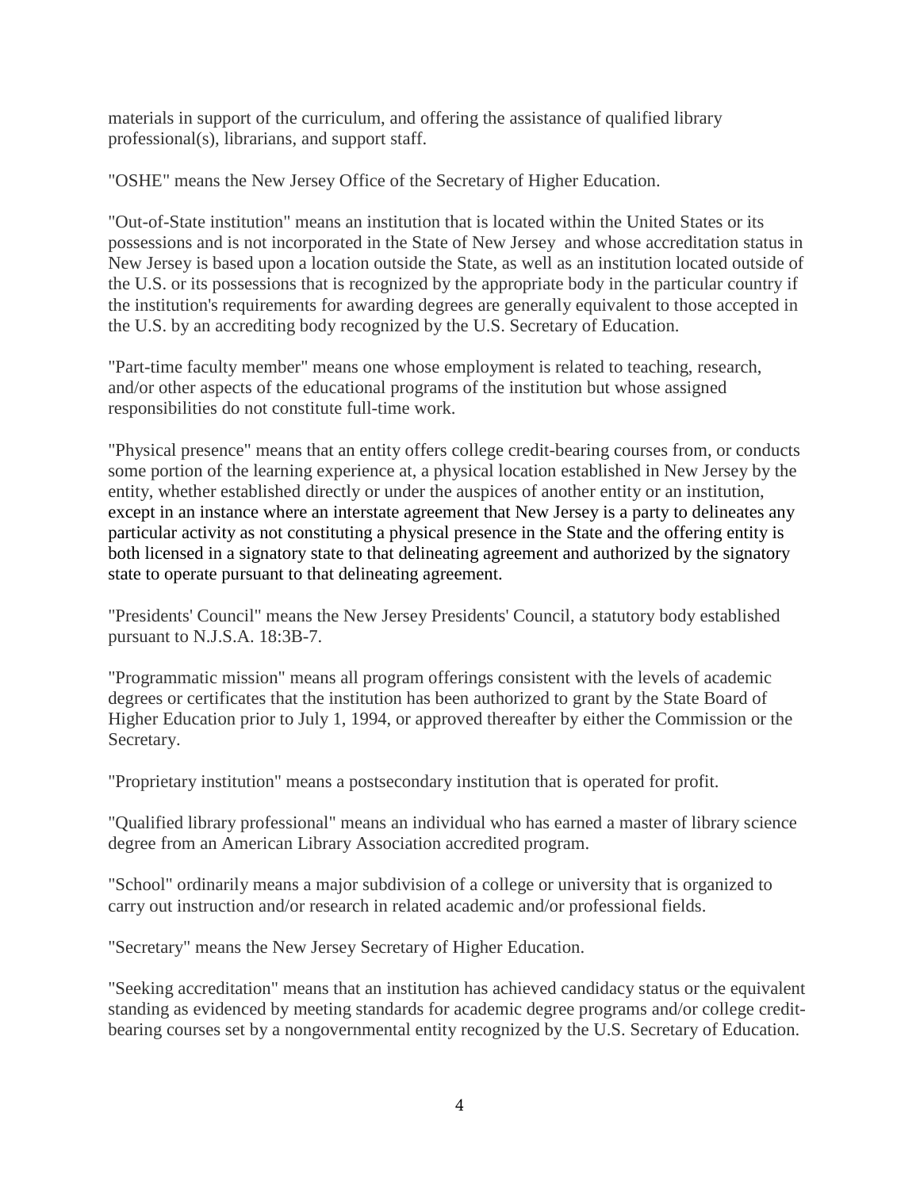materials in support of the curriculum, and offering the assistance of qualified library professional(s), librarians, and support staff.

"OSHE" means the New Jersey Office of the Secretary of Higher Education.

"Out-of-State institution" means an institution that is located within the United States or its possessions and is not incorporated in the State of New Jersey and whose accreditation status in New Jersey is based upon a location outside the State, as well as an institution located outside of the U.S. or its possessions that is recognized by the appropriate body in the particular country if the institution's requirements for awarding degrees are generally equivalent to those accepted in the U.S. by an accrediting body recognized by the U.S. Secretary of Education.

"Part-time faculty member" means one whose employment is related to teaching, research, and/or other aspects of the educational programs of the institution but whose assigned responsibilities do not constitute full-time work.

"Physical presence" means that an entity offers college credit-bearing courses from, or conducts some portion of the learning experience at, a physical location established in New Jersey by the entity, whether established directly or under the auspices of another entity or an institution, except in an instance where an interstate agreement that New Jersey is a party to delineates any particular activity as not constituting a physical presence in the State and the offering entity is both licensed in a signatory state to that delineating agreement and authorized by the signatory state to operate pursuant to that delineating agreement.

"Presidents' Council" means the New Jersey Presidents' Council, a statutory body established pursuant to N.J.S.A. 18:3B-7.

"Programmatic mission" means all program offerings consistent with the levels of academic degrees or certificates that the institution has been authorized to grant by the State Board of Higher Education prior to July 1, 1994, or approved thereafter by either the Commission or the Secretary.

"Proprietary institution" means a postsecondary institution that is operated for profit.

"Qualified library professional" means an individual who has earned a master of library science degree from an American Library Association accredited program.

"School" ordinarily means a major subdivision of a college or university that is organized to carry out instruction and/or research in related academic and/or professional fields.

"Secretary" means the New Jersey Secretary of Higher Education.

"Seeking accreditation" means that an institution has achieved candidacy status or the equivalent standing as evidenced by meeting standards for academic degree programs and/or college credit-bearing courses set by a nongovernmental entity recognized by the U.S. Secretary of Education.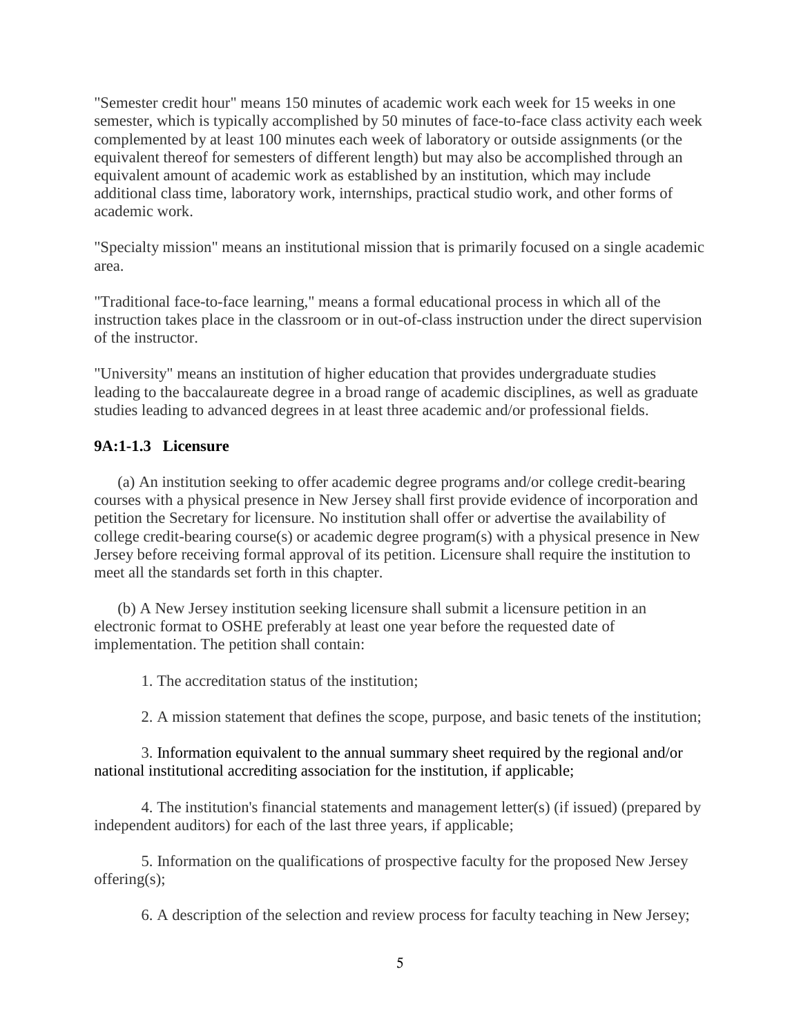"Semester credit hour" means 150 minutes of academic work each week for 15 weeks in one semester, which is typically accomplished by 50 minutes of face-to-face class activity each week complemented by at least 100 minutes each week of laboratory or outside assignments (or the equivalent thereof for semesters of different length) but may also be accomplished through an equivalent amount of academic work as established by an institution, which may include additional class time, laboratory work, internships, practical studio work, and other forms of academic work.

"Specialty mission" means an institutional mission that is primarily focused on a single academic area.

"Traditional face-to-face learning," means a formal educational process in which all of the instruction takes place in the classroom or in out-of-class instruction under the direct supervision of the instructor.

"University" means an institution of higher education that provides undergraduate studies leading to the baccalaureate degree in a broad range of academic disciplines, as well as graduate studies leading to advanced degrees in at least three academic and/or professional fields.

### 9A:1-1.3 Licensure

(a) An institution seeking to offer academic degree programs and/or college credit-bearing courses with a physical presence in New Jersey shall first provide evidence of incorporation and petition the Secretary for licensure. No institution shall offer or advertise the availability of college credit-bearing course(s) or academic degree program(s) with a physical presence in New Jersey before receiving formal approval of its petition. Licensure shall require the institution to meet all the standards set forth in this chapter.

(b) A New Jersey institution seeking licensure shall submit a licensure petition in an electronic format to OSHE preferably at least one year before the requested date of implementation. The petition shall contain:

1. The accreditation status of the institution;

2. A mission statement that defines the scope, purpose, and basic tenets of the institution;

3. Information equivalent to the annual summary sheet required by the regional and/or national institutional accrediting association for the institution, if applicable;

4. The institution's financial statements and management letter(s) (if issued) (prepared by independent auditors) for each of the last three years, if applicable;

5. Information on the qualifications of prospective faculty for the proposed New Jersey offering(s);

6. A description of the selection and review process for faculty teaching in New Jersey;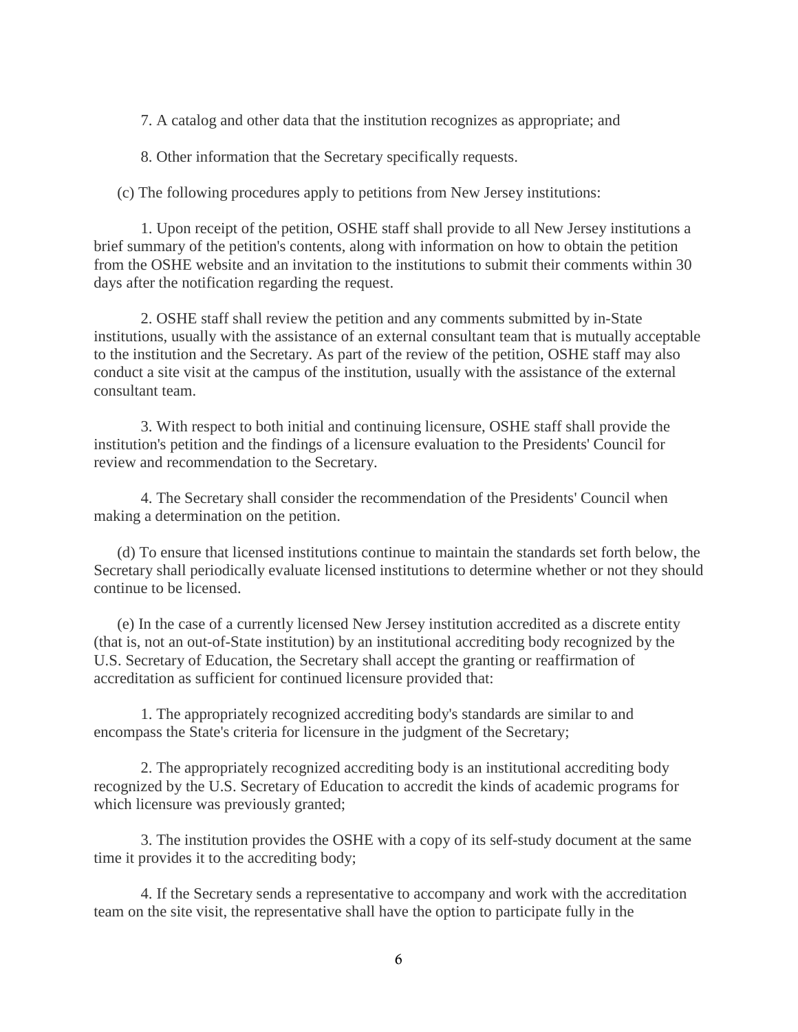7. A catalog and other data that the institution recognizes as appropriate; and

8. Other information that the Secretary specifically requests.

(c) The following procedures apply to petitions from New Jersey institutions:

1. Upon receipt of the petition, OSHE staff shall provide to all New Jersey institutions a brief summary of the petition's contents, along with information on how to obtain the petition from the OSHE website and an invitation to the institutions to submit their comments within 30 days after the notification regarding the request.

2. OSHE staff shall review the petition and any comments submitted by in-State institutions, usually with the assistance of an external consultant team that is mutually acceptable to the institution and the Secretary. As part of the review of the petition, OSHE staff may also conduct a site visit at the campus of the institution, usually with the assistance of the external consultant team.

3. With respect to both initial and continuing licensure, OSHE staff shall provide the institution's petition and the findings of a licensure evaluation to the Presidents' Council for review and recommendation to the Secretary.

4. The Secretary shall consider the recommendation of the Presidents' Council when making a determination on the petition.

(d) To ensure that licensed institutions continue to maintain the standards set forth below, the Secretary shall periodically evaluate licensed institutions to determine whether or not they should continue to be licensed.

(e) In the case of a currently licensed New Jersey institution accredited as a discrete entity (that is, not an out-of-State institution) by an institutional accrediting body recognized by the U.S. Secretary of Education, the Secretary shall accept the granting or reaffirmation of accreditation as sufficient for continued licensure provided that:

1. The appropriately recognized accrediting body's standards are similar to and encompass the State's criteria for licensure in the judgment of the Secretary;

2. The appropriately recognized accrediting body is an institutional accrediting body recognized by the U.S. Secretary of Education to accredit the kinds of academic programs for which licensure was previously granted;

3. The institution provides the OSHE with a copy of its self-study document at the same time it provides it to the accrediting body;

4. If the Secretary sends a representative to accompany and work with the accreditation team on the site visit, the representative shall have the option to participate fully in the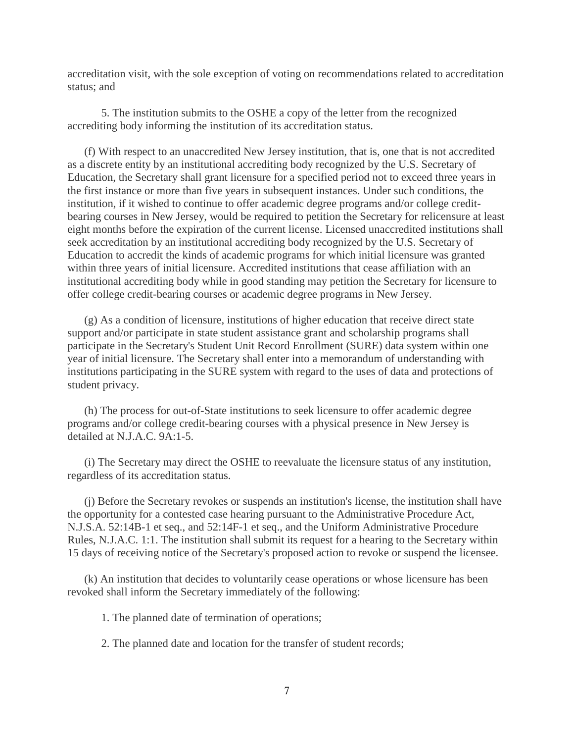accreditation visit, with the sole exception of voting on recommendations related to accreditation status; and

5. The institution submits to the OSHE a copy of the letter from the recognized accrediting body informing the institution of its accreditation status.

(f) With respect to an unaccredited New Jersey institution, that is, one that is not accredited as a discrete entity by an institutional accrediting body recognized by the U.S. Secretary of Education, the Secretary shall grant licensure for a specified period not to exceed three years in the first instance or more than five years in subsequent instances. Under such conditions, the institution, if it wished to continue to offer academic degree programs and/or college credit-bearing courses in New Jersey, would be required to petition the Secretary for relicensure at least eight months before the expiration of the current license. Licensed unaccredited institutions shall seek accreditation by an institutional accrediting body recognized by the U.S. Secretary of Education to accredit the kinds of academic programs for which initial licensure was granted within three years of initial licensure. Accredited institutions that cease affiliation with an institutional accrediting body while in good standing may petition the Secretary for licensure to offer college credit-bearing courses or academic degree programs in New Jersey.

(g) As a condition of licensure, institutions of higher education that receive direct state support and/or participate in state student assistance grant and scholarship programs shall participate in the Secretary's Student Unit Record Enrollment (SURE) data system within one year of initial licensure. The Secretary shall enter into a memorandum of understanding with institutions participating in the SURE system with regard to the uses of data and protections of student privacy.

(h) The process for out-of-State institutions to seek licensure to offer academic degree programs and/or college credit-bearing courses with a physical presence in New Jersey is detailed at N.J.A.C. 9A:1-5.

(i) The Secretary may direct the OSHE to reevaluate the licensure status of any institution, regardless of its accreditation status.

(j) Before the Secretary revokes or suspends an institution's license, the institution shall have the opportunity for a contested case hearing pursuant to the Administrative Procedure Act, N.J.S.A. 52:14B-1 et seq., and 52:14F-1 et seq., and the Uniform Administrative Procedure Rules, N.J.A.C. 1:1. The institution shall submit its request for a hearing to the Secretary within 15 days of receiving notice of the Secretary's proposed action to revoke or suspend the licensee.

(k) An institution that decides to voluntarily cease operations or whose licensure has been revoked shall inform the Secretary immediately of the following:

1. The planned date of termination of operations;

2. The planned date and location for the transfer of student records;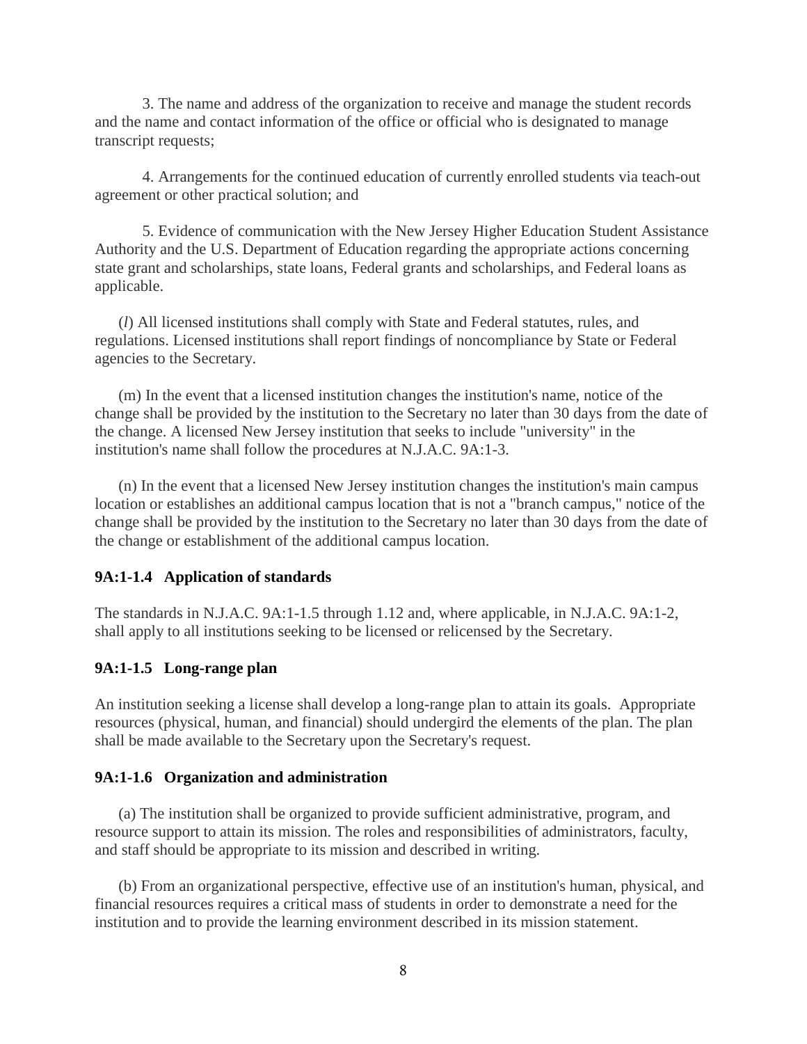3. The name and address of the organization to receive and manage the student records and the name and contact information of the office or official who is designated to manage transcript requests;

4. Arrangements for the continued education of currently enrolled students via teach-out agreement or other practical solution; and

5. Evidence of communication with the New Jersey Higher Education Student Assistance Authority and the U.S. Department of Education regarding the appropriate actions concerning state grant and scholarships, state loans, Federal grants and scholarships, and Federal loans as applicable.

(*l*) All licensed institutions shall comply with State and Federal statutes, rules, and regulations. Licensed institutions shall report findings of noncompliance by State or Federal agencies to the Secretary.

(m) In the event that a licensed institution changes the institution's name, notice of the change shall be provided by the institution to the Secretary no later than 30 days from the date of the change. A licensed New Jersey institution that seeks to include "university" in the institution's name shall follow the procedures at N.J.A.C. 9A:1-3.

(n) In the event that a licensed New Jersey institution changes the institution's main campus location or establishes an additional campus location that is not a "branch campus," notice of the change shall be provided by the institution to the Secretary no later than 30 days from the date of the change or establishment of the additional campus location.

**9A:1-1.4 Application of standards**

The standards in N.J.A.C. 9A:1-1.5 through 1.12 and, where applicable, in N.J.A.C. 9A:1-2, shall apply to all institutions seeking to be licensed or relicensed by the Secretary.

**9A:1-1.5 Long-range plan**

An institution seeking a license shall develop a long-range plan to attain its goals. Appropriate resources (physical, human, and financial) should undergird the elements of the plan. The plan shall be made available to the Secretary upon the Secretary's request.

**9A:1-1.6 Organization and administration**

(a) The institution shall be organized to provide sufficient administrative, program, and resource support to attain its mission. The roles and responsibilities of administrators, faculty, and staff should be appropriate to its mission and described in writing.

(b) From an organizational perspective, effective use of an institution's human, physical, and financial resources requires a critical mass of students in order to demonstrate a need for the institution and to provide the learning environment described in its mission statement.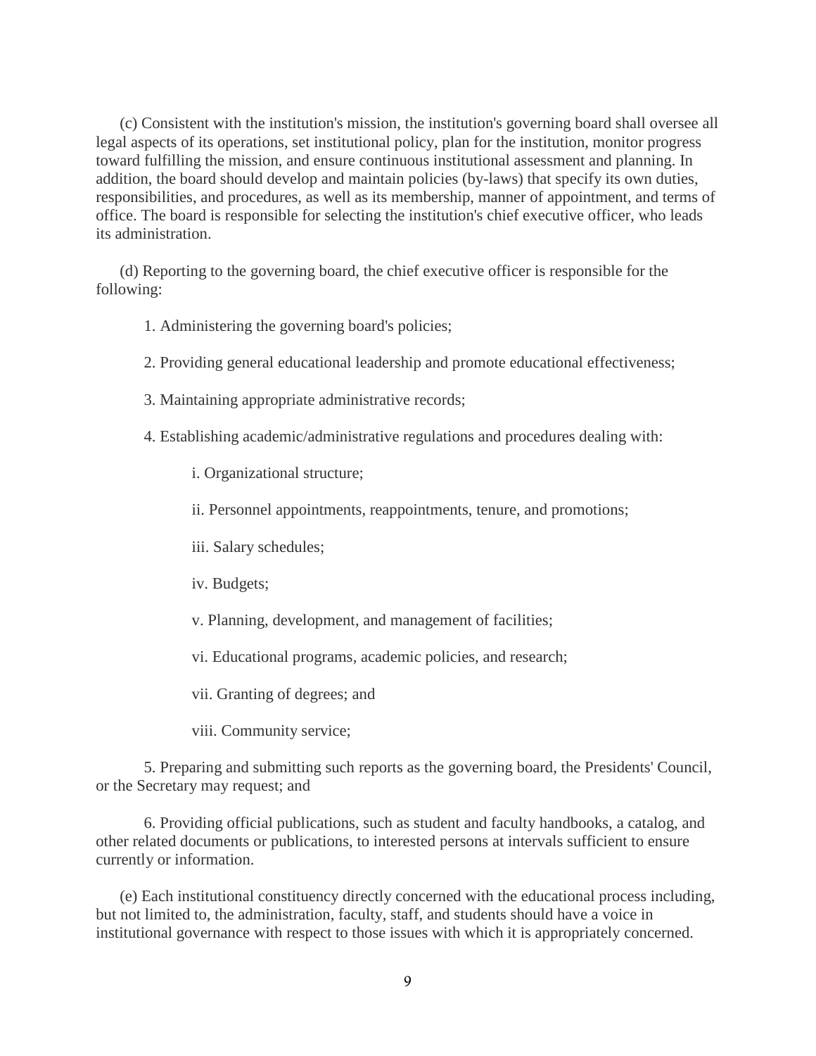(c) Consistent with the institution's mission, the institution's governing board shall oversee all legal aspects of its operations, set institutional policy, plan for the institution, monitor progress toward fulfilling the mission, and ensure continuous institutional assessment and planning. In addition, the board should develop and maintain policies (by-laws) that specify its own duties, responsibilities, and procedures, as well as its membership, manner of appointment, and terms of office. The board is responsible for selecting the institution's chief executive officer, who leads its administration.

(d) Reporting to the governing board, the chief executive officer is responsible for the following:

1. Administering the governing board's policies;

2. Providing general educational leadership and promote educational effectiveness;

3. Maintaining appropriate administrative records;

4. Establishing academic/administrative regulations and procedures dealing with:

   i. Organizational structure;

   ii. Personnel appointments, reappointments, tenure, and promotions;

   iii. Salary schedules;

   iv. Budgets;

   v. Planning, development, and management of facilities;

   vi. Educational programs, academic policies, and research;

   vii. Granting of degrees; and

   viii. Community service;

5. Preparing and submitting such reports as the governing board, the Presidents' Council, or the Secretary may request; and

6. Providing official publications, such as student and faculty handbooks, a catalog, and other related documents or publications, to interested persons at intervals sufficient to ensure currently or information.

(e) Each institutional constituency directly concerned with the educational process including, but not limited to, the administration, faculty, staff, and students should have a voice in institutional governance with respect to those issues with which it is appropriately concerned.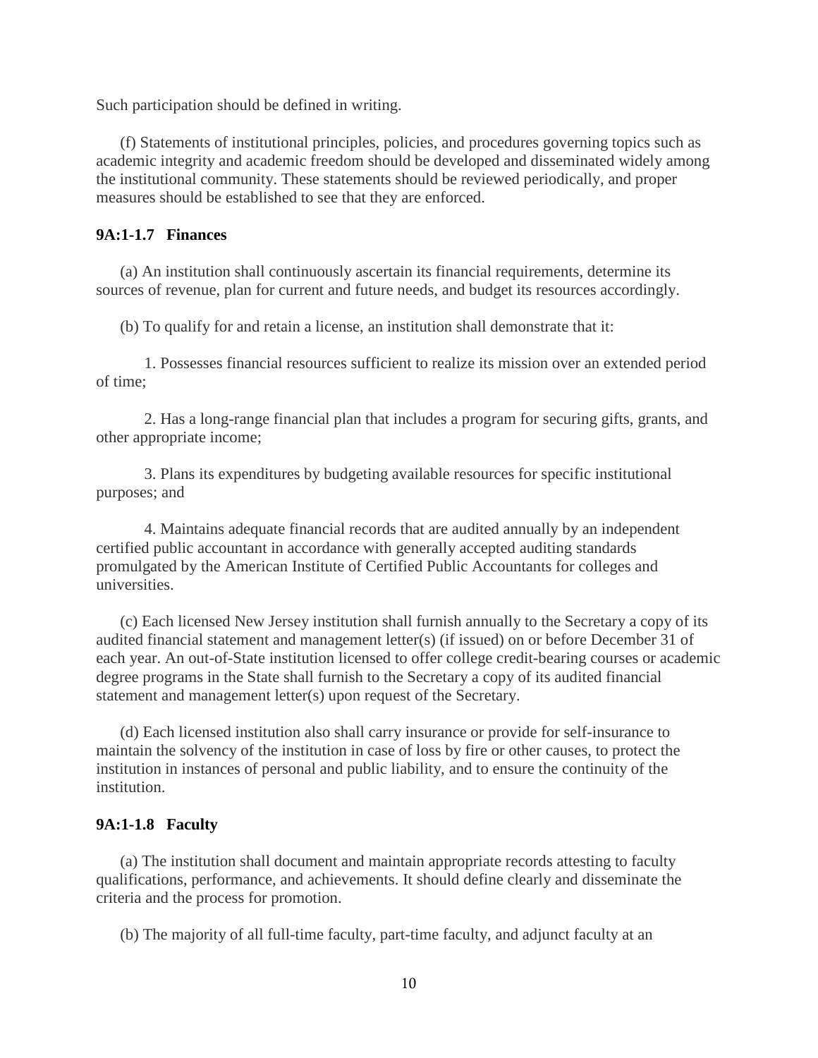Such participation should be defined in writing.

(f) Statements of institutional principles, policies, and procedures governing topics such as academic integrity and academic freedom should be developed and disseminated widely among the institutional community. These statements should be reviewed periodically, and proper measures should be established to see that they are enforced.

### 9A:1-1.7 Finances

(a) An institution shall continuously ascertain its financial requirements, determine its sources of revenue, plan for current and future needs, and budget its resources accordingly.

(b) To qualify for and retain a license, an institution shall demonstrate that it:

1. Possesses financial resources sufficient to realize its mission over an extended period of time;

2. Has a long-range financial plan that includes a program for securing gifts, grants, and other appropriate income;

3. Plans its expenditures by budgeting available resources for specific institutional purposes; and

4. Maintains adequate financial records that are audited annually by an independent certified public accountant in accordance with generally accepted auditing standards promulgated by the American Institute of Certified Public Accountants for colleges and universities.

(c) Each licensed New Jersey institution shall furnish annually to the Secretary a copy of its audited financial statement and management letter(s) (if issued) on or before December 31 of each year. An out-of-State institution licensed to offer college credit-bearing courses or academic degree programs in the State shall furnish to the Secretary a copy of its audited financial statement and management letter(s) upon request of the Secretary.

(d) Each licensed institution also shall carry insurance or provide for self-insurance to maintain the solvency of the institution in case of loss by fire or other causes, to protect the institution in instances of personal and public liability, and to ensure the continuity of the institution.

### 9A:1-1.8 Faculty

(a) The institution shall document and maintain appropriate records attesting to faculty qualifications, performance, and achievements. It should define clearly and disseminate the criteria and the process for promotion.

(b) The majority of all full-time faculty, part-time faculty, and adjunct faculty at an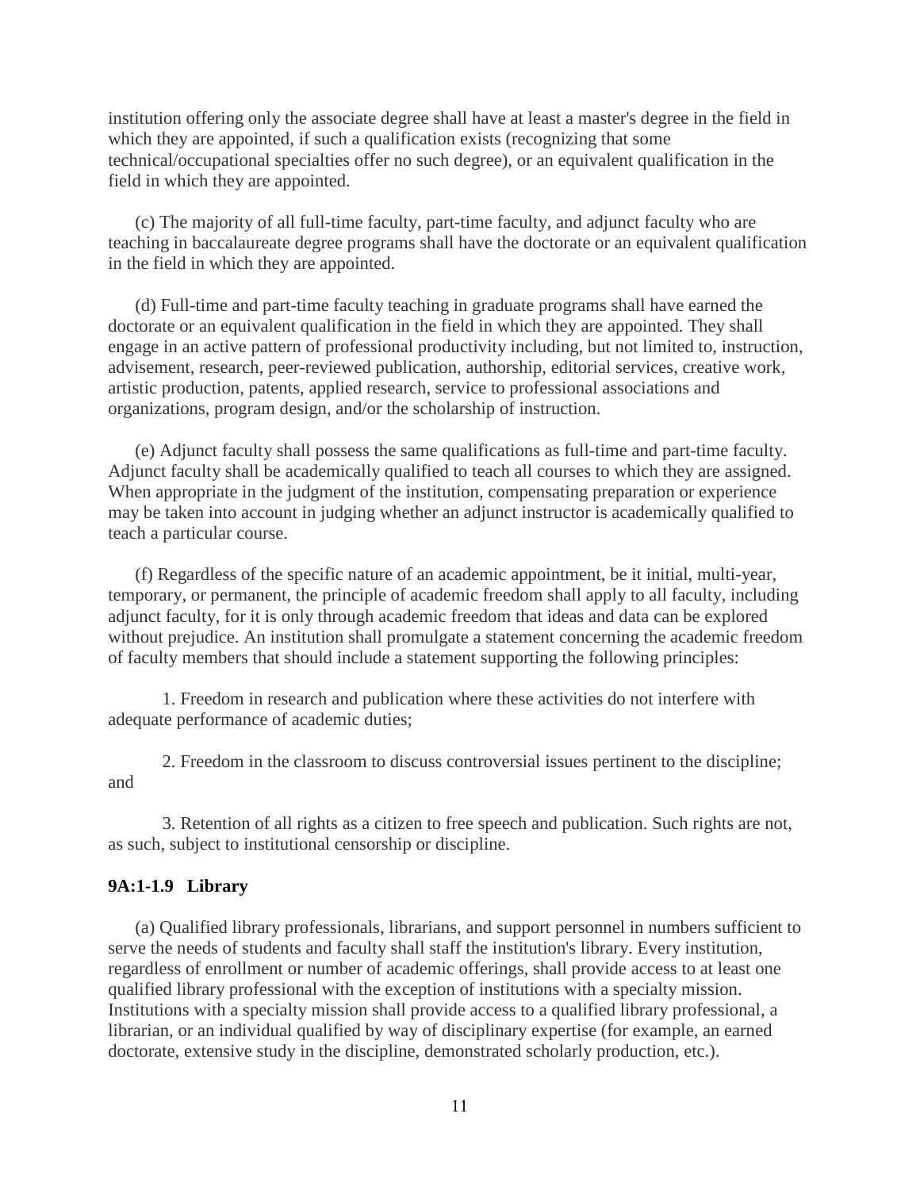institution offering only the associate degree shall have at least a master's degree in the field in which they are appointed, if such a qualification exists (recognizing that some technical/occupational specialties offer no such degree), or an equivalent qualification in the field in which they are appointed.

(c) The majority of all full-time faculty, part-time faculty, and adjunct faculty who are teaching in baccalaureate degree programs shall have the doctorate or an equivalent qualification in the field in which they are appointed.

(d) Full-time and part-time faculty teaching in graduate programs shall have earned the doctorate or an equivalent qualification in the field in which they are appointed. They shall engage in an active pattern of professional productivity including, but not limited to, instruction, advisement, research, peer-reviewed publication, authorship, editorial services, creative work, artistic production, patents, applied research, service to professional associations and organizations, program design, and/or the scholarship of instruction.

(e) Adjunct faculty shall possess the same qualifications as full-time and part-time faculty. Adjunct faculty shall be academically qualified to teach all courses to which they are assigned. When appropriate in the judgment of the institution, compensating preparation or experience may be taken into account in judging whether an adjunct instructor is academically qualified to teach a particular course.

(f) Regardless of the specific nature of an academic appointment, be it initial, multi-year, temporary, or permanent, the principle of academic freedom shall apply to all faculty, including adjunct faculty, for it is only through academic freedom that ideas and data can be explored without prejudice. An institution shall promulgate a statement concerning the academic freedom of faculty members that should include a statement supporting the following principles:

1. Freedom in research and publication where these activities do not interfere with adequate performance of academic duties;

2. Freedom in the classroom to discuss controversial issues pertinent to the discipline; and

3. Retention of all rights as a citizen to free speech and publication. Such rights are not, as such, subject to institutional censorship or discipline.

### 9A:1-1.9 Library

(a) Qualified library professionals, librarians, and support personnel in numbers sufficient to serve the needs of students and faculty shall staff the institution's library. Every institution, regardless of enrollment or number of academic offerings, shall provide access to at least one qualified library professional with the exception of institutions with a specialty mission. Institutions with a specialty mission shall provide access to a qualified library professional, a librarian, or an individual qualified by way of disciplinary expertise (for example, an earned doctorate, extensive study in the discipline, demonstrated scholarly production, etc.).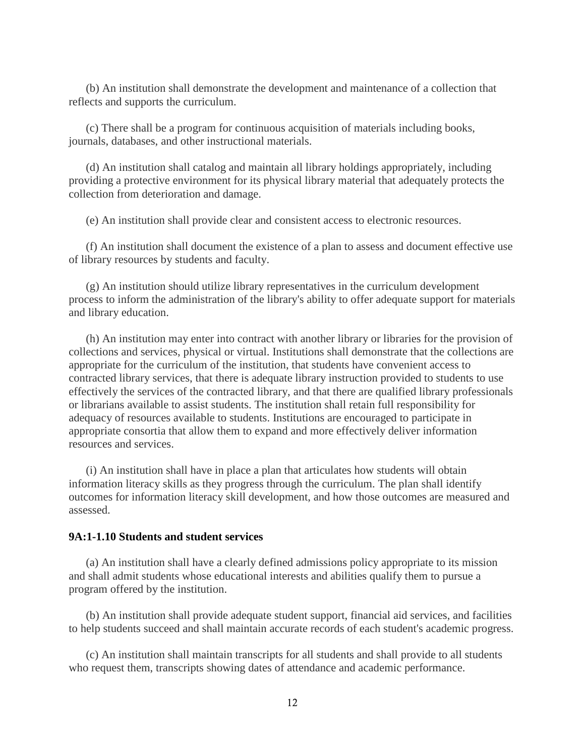(b) An institution shall demonstrate the development and maintenance of a collection that reflects and supports the curriculum.

(c) There shall be a program for continuous acquisition of materials including books, journals, databases, and other instructional materials.

(d) An institution shall catalog and maintain all library holdings appropriately, including providing a protective environment for its physical library material that adequately protects the collection from deterioration and damage.

(e) An institution shall provide clear and consistent access to electronic resources.

(f) An institution shall document the existence of a plan to assess and document effective use of library resources by students and faculty.

(g) An institution should utilize library representatives in the curriculum development process to inform the administration of the library's ability to offer adequate support for materials and library education.

(h) An institution may enter into contract with another library or libraries for the provision of collections and services, physical or virtual. Institutions shall demonstrate that the collections are appropriate for the curriculum of the institution, that students have convenient access to contracted library services, that there is adequate library instruction provided to students to use effectively the services of the contracted library, and that there are qualified library professionals or librarians available to assist students. The institution shall retain full responsibility for adequacy of resources available to students. Institutions are encouraged to participate in appropriate consortia that allow them to expand and more effectively deliver information resources and services.

(i) An institution shall have in place a plan that articulates how students will obtain information literacy skills as they progress through the curriculum. The plan shall identify outcomes for information literacy skill development, and how those outcomes are measured and assessed.

**9A:1-1.10 Students and student services**

(a) An institution shall have a clearly defined admissions policy appropriate to its mission and shall admit students whose educational interests and abilities qualify them to pursue a program offered by the institution.

(b) An institution shall provide adequate student support, financial aid services, and facilities to help students succeed and shall maintain accurate records of each student's academic progress.

(c) An institution shall maintain transcripts for all students and shall provide to all students who request them, transcripts showing dates of attendance and academic performance.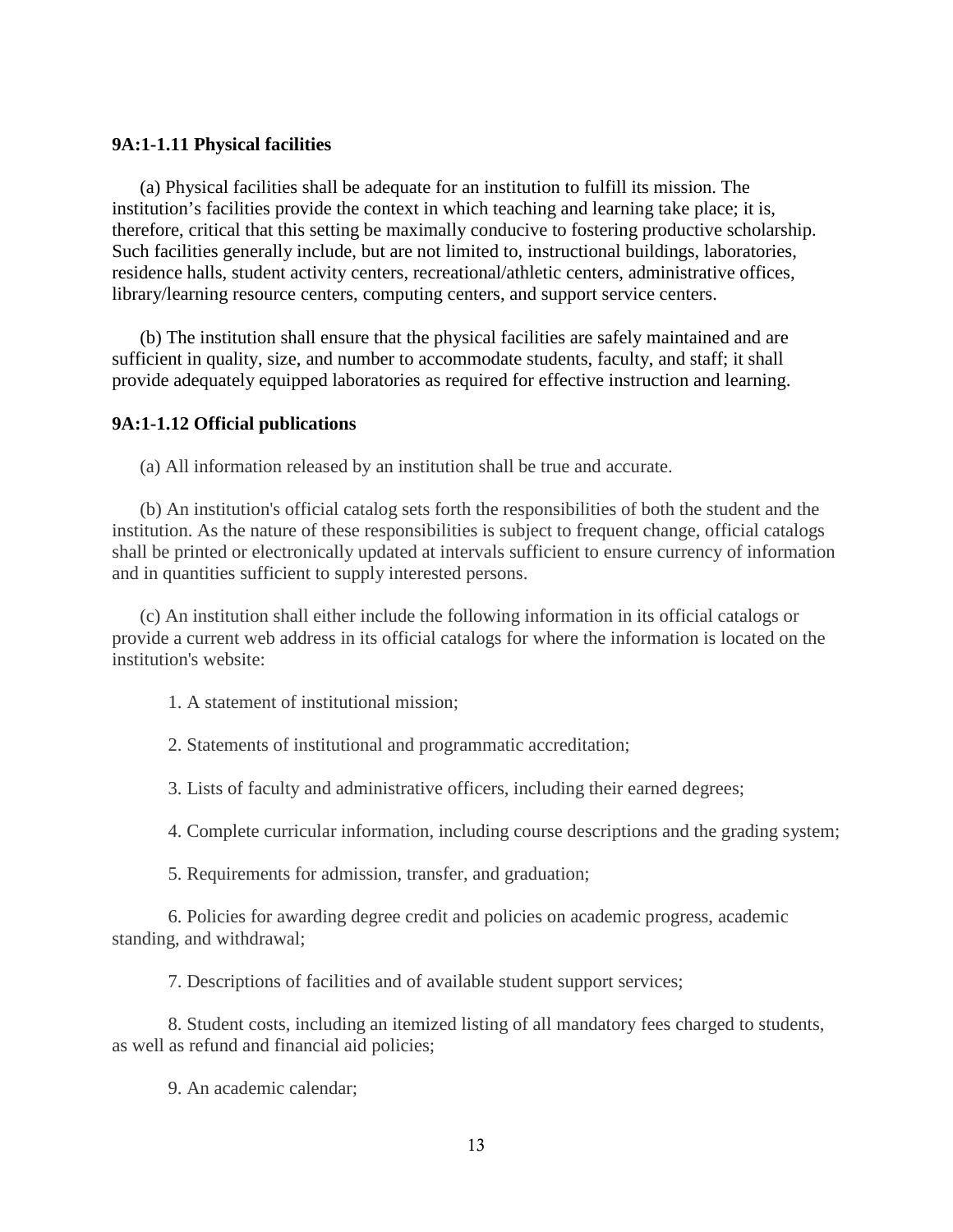### 9A:1-1.11 Physical facilities

(a) Physical facilities shall be adequate for an institution to fulfill its mission. The institution's facilities provide the context in which teaching and learning take place; it is, therefore, critical that this setting be maximally conducive to fostering productive scholarship. Such facilities generally include, but are not limited to, instructional buildings, laboratories, residence halls, student activity centers, recreational/athletic centers, administrative offices, library/learning resource centers, computing centers, and support service centers.

(b) The institution shall ensure that the physical facilities are safely maintained and are sufficient in quality, size, and number to accommodate students, faculty, and staff; it shall provide adequately equipped laboratories as required for effective instruction and learning.

### 9A:1-1.12 Official publications

(a) All information released by an institution shall be true and accurate.

(b) An institution's official catalog sets forth the responsibilities of both the student and the institution. As the nature of these responsibilities is subject to frequent change, official catalogs shall be printed or electronically updated at intervals sufficient to ensure currency of information and in quantities sufficient to supply interested persons.

(c) An institution shall either include the following information in its official catalogs or provide a current web address in its official catalogs for where the information is located on the institution's website:

1. A statement of institutional mission;

2. Statements of institutional and programmatic accreditation;

3. Lists of faculty and administrative officers, including their earned degrees;

4. Complete curricular information, including course descriptions and the grading system;

5. Requirements for admission, transfer, and graduation;

6. Policies for awarding degree credit and policies on academic progress, academic standing, and withdrawal;

7. Descriptions of facilities and of available student support services;

8. Student costs, including an itemized listing of all mandatory fees charged to students, as well as refund and financial aid policies;

9. An academic calendar;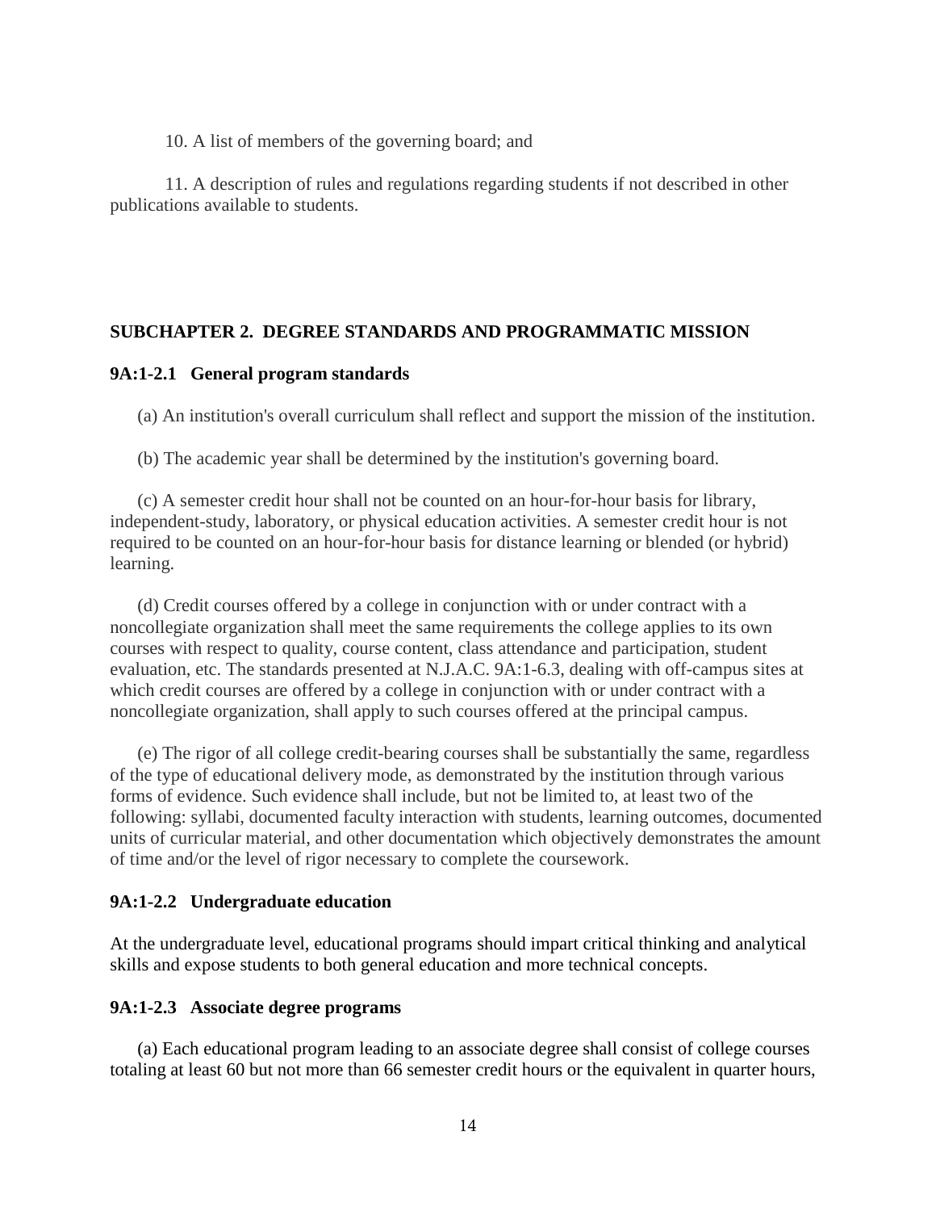10. A list of members of the governing board; and

11. A description of rules and regulations regarding students if not described in other publications available to students.

## SUBCHAPTER 2. DEGREE STANDARDS AND PROGRAMMATIC MISSION

### 9A:1-2.1 General program standards

(a) An institution's overall curriculum shall reflect and support the mission of the institution.

(b) The academic year shall be determined by the institution's governing board.

(c) A semester credit hour shall not be counted on an hour-for-hour basis for library, independent-study, laboratory, or physical education activities. A semester credit hour is not required to be counted on an hour-for-hour basis for distance learning or blended (or hybrid) learning.

(d) Credit courses offered by a college in conjunction with or under contract with a noncollegiate organization shall meet the same requirements the college applies to its own courses with respect to quality, course content, class attendance and participation, student evaluation, etc. The standards presented at N.J.A.C. 9A:1-6.3, dealing with off-campus sites at which credit courses are offered by a college in conjunction with or under contract with a noncollegiate organization, shall apply to such courses offered at the principal campus.

(e) The rigor of all college credit-bearing courses shall be substantially the same, regardless of the type of educational delivery mode, as demonstrated by the institution through various forms of evidence. Such evidence shall include, but not be limited to, at least two of the following: syllabi, documented faculty interaction with students, learning outcomes, documented units of curricular material, and other documentation which objectively demonstrates the amount of time and/or the level of rigor necessary to complete the coursework.

### 9A:1-2.2 Undergraduate education

At the undergraduate level, educational programs should impart critical thinking and analytical skills and expose students to both general education and more technical concepts.

### 9A:1-2.3 Associate degree programs

(a) Each educational program leading to an associate degree shall consist of college courses totaling at least 60 but not more than 66 semester credit hours or the equivalent in quarter hours,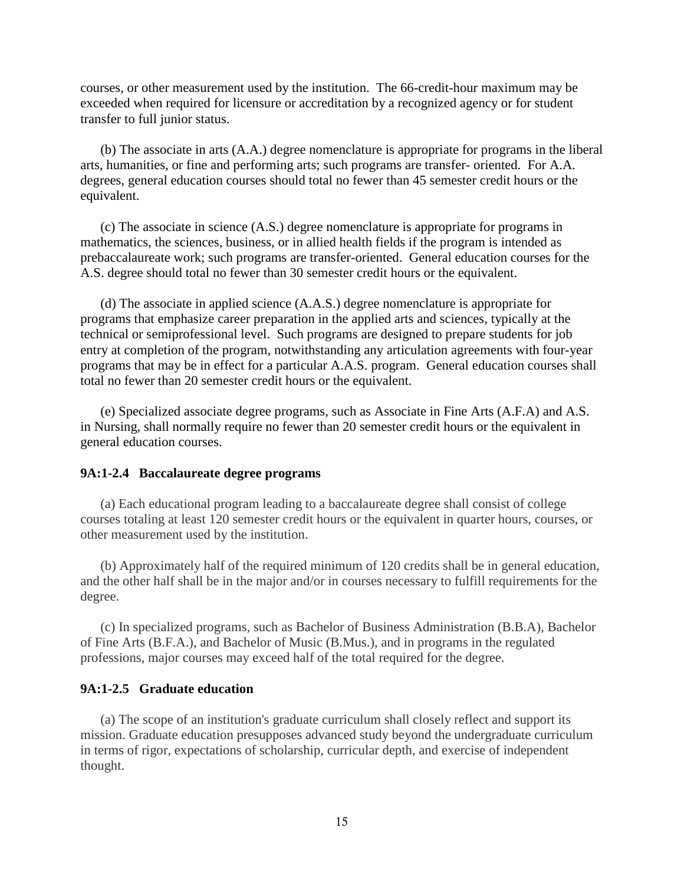courses, or other measurement used by the institution. The 66-credit-hour maximum may be exceeded when required for licensure or accreditation by a recognized agency or for student transfer to full junior status.

(b) The associate in arts (A.A.) degree nomenclature is appropriate for programs in the liberal arts, humanities, or fine and performing arts; such programs are transfer- oriented. For A.A. degrees, general education courses should total no fewer than 45 semester credit hours or the equivalent.

(c) The associate in science (A.S.) degree nomenclature is appropriate for programs in mathematics, the sciences, business, or in allied health fields if the program is intended as prebaccalaureate work; such programs are transfer-oriented. General education courses for the A.S. degree should total no fewer than 30 semester credit hours or the equivalent.

(d) The associate in applied science (A.A.S.) degree nomenclature is appropriate for programs that emphasize career preparation in the applied arts and sciences, typically at the technical or semiprofessional level. Such programs are designed to prepare students for job entry at completion of the program, notwithstanding any articulation agreements with four-year programs that may be in effect for a particular A.A.S. program. General education courses shall total no fewer than 20 semester credit hours or the equivalent.

(e) Specialized associate degree programs, such as Associate in Fine Arts (A.F.A) and A.S. in Nursing, shall normally require no fewer than 20 semester credit hours or the equivalent in general education courses.

### 9A:1-2.4 Baccalaureate degree programs

(a) Each educational program leading to a baccalaureate degree shall consist of college courses totaling at least 120 semester credit hours or the equivalent in quarter hours, courses, or other measurement used by the institution.

(b) Approximately half of the required minimum of 120 credits shall be in general education, and the other half shall be in the major and/or in courses necessary to fulfill requirements for the degree.

(c) In specialized programs, such as Bachelor of Business Administration (B.B.A), Bachelor of Fine Arts (B.F.A.), and Bachelor of Music (B.Mus.), and in programs in the regulated professions, major courses may exceed half of the total required for the degree.

### 9A:1-2.5 Graduate education

(a) The scope of an institution's graduate curriculum shall closely reflect and support its mission. Graduate education presupposes advanced study beyond the undergraduate curriculum in terms of rigor, expectations of scholarship, curricular depth, and exercise of independent thought.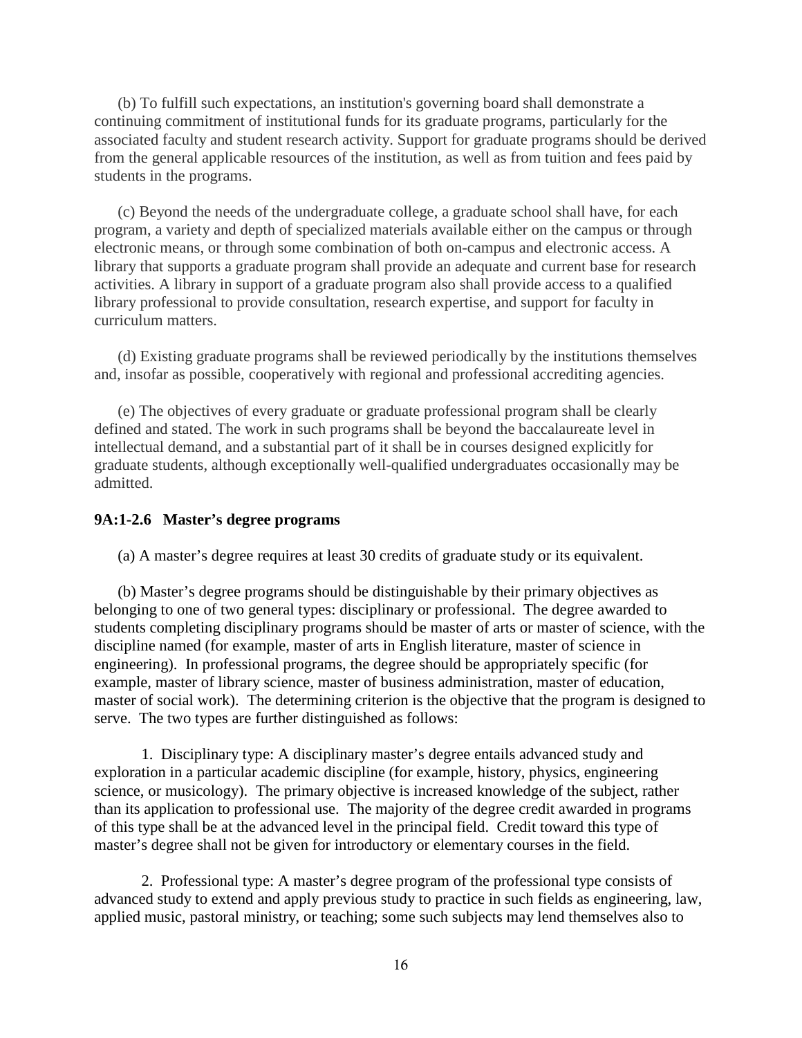(b) To fulfill such expectations, an institution's governing board shall demonstrate a continuing commitment of institutional funds for its graduate programs, particularly for the associated faculty and student research activity. Support for graduate programs should be derived from the general applicable resources of the institution, as well as from tuition and fees paid by students in the programs.

(c) Beyond the needs of the undergraduate college, a graduate school shall have, for each program, a variety and depth of specialized materials available either on the campus or through electronic means, or through some combination of both on-campus and electronic access. A library that supports a graduate program shall provide an adequate and current base for research activities. A library in support of a graduate program also shall provide access to a qualified library professional to provide consultation, research expertise, and support for faculty in curriculum matters.

(d) Existing graduate programs shall be reviewed periodically by the institutions themselves and, insofar as possible, cooperatively with regional and professional accrediting agencies.

(e) The objectives of every graduate or graduate professional program shall be clearly defined and stated. The work in such programs shall be beyond the baccalaureate level in intellectual demand, and a substantial part of it shall be in courses designed explicitly for graduate students, although exceptionally well-qualified undergraduates occasionally may be admitted.

### 9A:1-2.6 Master's degree programs

(a) A master's degree requires at least 30 credits of graduate study or its equivalent.

(b) Master's degree programs should be distinguishable by their primary objectives as belonging to one of two general types: disciplinary or professional. The degree awarded to students completing disciplinary programs should be master of arts or master of science, with the discipline named (for example, master of arts in English literature, master of science in engineering). In professional programs, the degree should be appropriately specific (for example, master of library science, master of business administration, master of education, master of social work). The determining criterion is the objective that the program is designed to serve. The two types are further distinguished as follows:

1. Disciplinary type: A disciplinary master's degree entails advanced study and exploration in a particular academic discipline (for example, history, physics, engineering science, or musicology). The primary objective is increased knowledge of the subject, rather than its application to professional use. The majority of the degree credit awarded in programs of this type shall be at the advanced level in the principal field. Credit toward this type of master's degree shall not be given for introductory or elementary courses in the field.

2. Professional type: A master's degree program of the professional type consists of advanced study to extend and apply previous study to practice in such fields as engineering, law, applied music, pastoral ministry, or teaching; some such subjects may lend themselves also to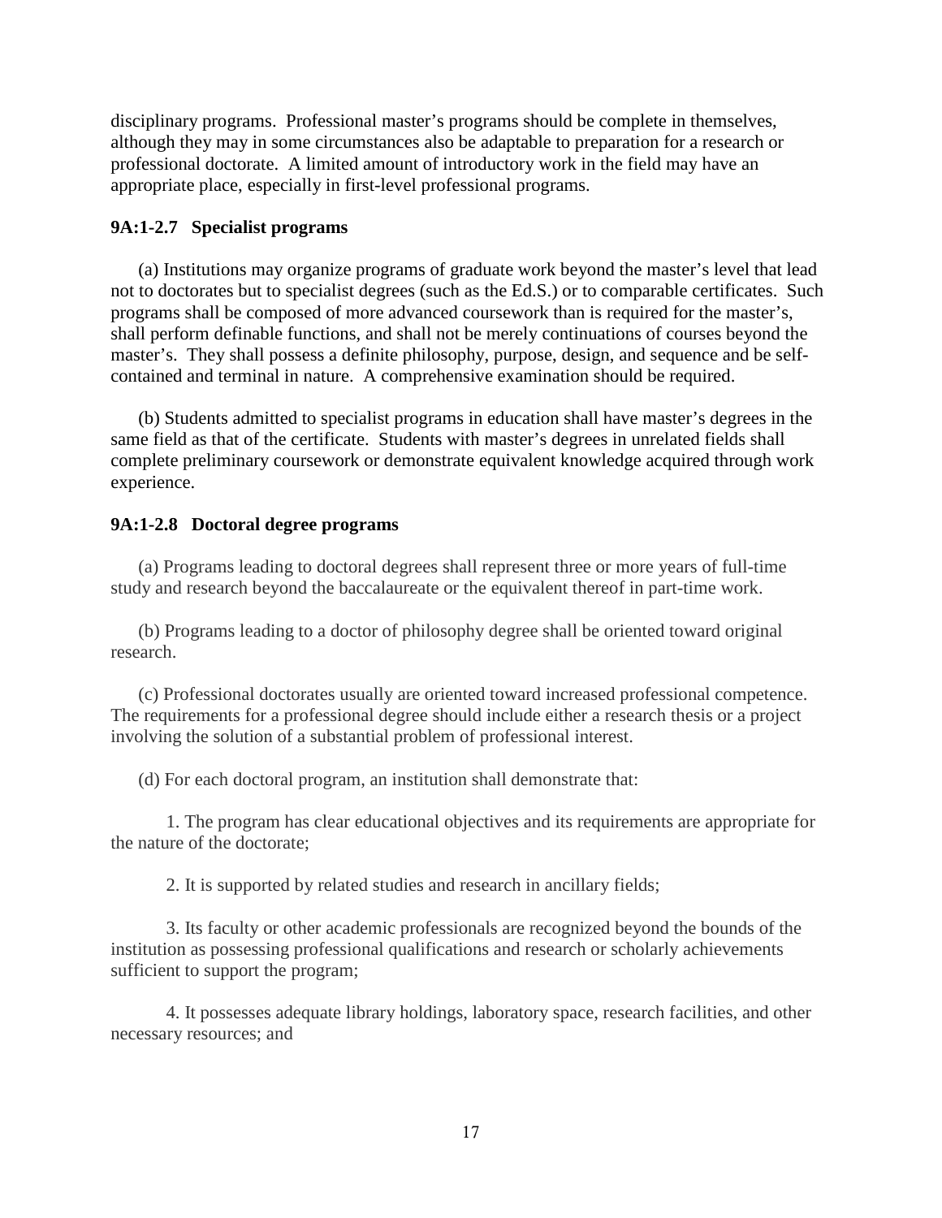disciplinary programs. Professional master's programs should be complete in themselves, although they may in some circumstances also be adaptable to preparation for a research or professional doctorate. A limited amount of introductory work in the field may have an appropriate place, especially in first-level professional programs.

### 9A:1-2.7 Specialist programs

(a) Institutions may organize programs of graduate work beyond the master's level that lead not to doctorates but to specialist degrees (such as the Ed.S.) or to comparable certificates. Such programs shall be composed of more advanced coursework than is required for the master's, shall perform definable functions, and shall not be merely continuations of courses beyond the master's. They shall possess a definite philosophy, purpose, design, and sequence and be self-contained and terminal in nature. A comprehensive examination should be required.

(b) Students admitted to specialist programs in education shall have master's degrees in the same field as that of the certificate. Students with master's degrees in unrelated fields shall complete preliminary coursework or demonstrate equivalent knowledge acquired through work experience.

### 9A:1-2.8 Doctoral degree programs

(a) Programs leading to doctoral degrees shall represent three or more years of full-time study and research beyond the baccalaureate or the equivalent thereof in part-time work.

(b) Programs leading to a doctor of philosophy degree shall be oriented toward original research.

(c) Professional doctorates usually are oriented toward increased professional competence. The requirements for a professional degree should include either a research thesis or a project involving the solution of a substantial problem of professional interest.

(d) For each doctoral program, an institution shall demonstrate that:

1. The program has clear educational objectives and its requirements are appropriate for the nature of the doctorate;

2. It is supported by related studies and research in ancillary fields;

3. Its faculty or other academic professionals are recognized beyond the bounds of the institution as possessing professional qualifications and research or scholarly achievements sufficient to support the program;

4. It possesses adequate library holdings, laboratory space, research facilities, and other necessary resources; and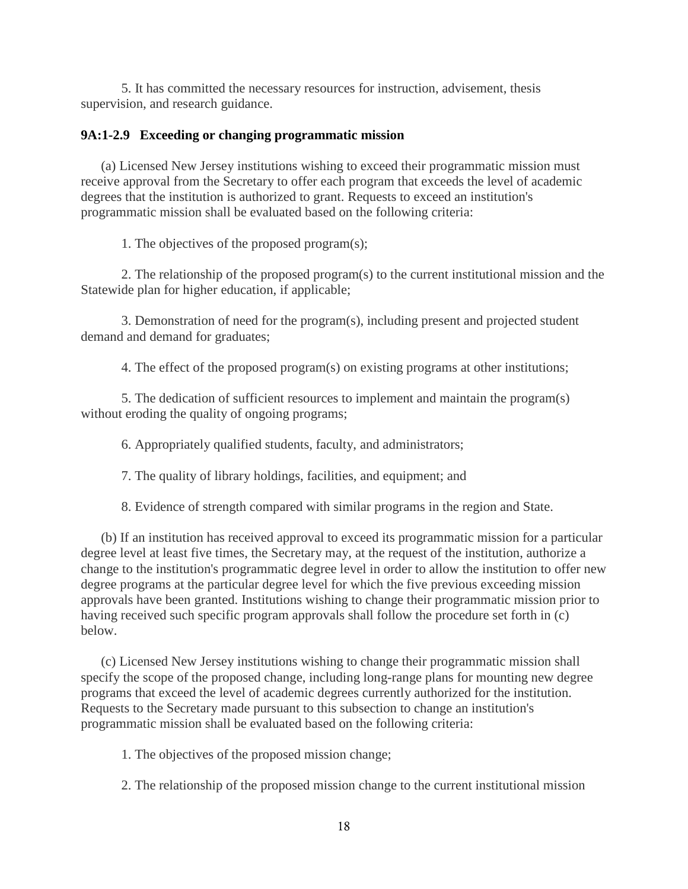5. It has committed the necessary resources for instruction, advisement, thesis supervision, and research guidance.

**9A:1-2.9 Exceeding or changing programmatic mission**

(a) Licensed New Jersey institutions wishing to exceed their programmatic mission must receive approval from the Secretary to offer each program that exceeds the level of academic degrees that the institution is authorized to grant. Requests to exceed an institution's programmatic mission shall be evaluated based on the following criteria:

1. The objectives of the proposed program(s);

2. The relationship of the proposed program(s) to the current institutional mission and the Statewide plan for higher education, if applicable;

3. Demonstration of need for the program(s), including present and projected student demand and demand for graduates;

4. The effect of the proposed program(s) on existing programs at other institutions;

5. The dedication of sufficient resources to implement and maintain the program(s) without eroding the quality of ongoing programs;

6. Appropriately qualified students, faculty, and administrators;

7. The quality of library holdings, facilities, and equipment; and

8. Evidence of strength compared with similar programs in the region and State.

(b) If an institution has received approval to exceed its programmatic mission for a particular degree level at least five times, the Secretary may, at the request of the institution, authorize a change to the institution's programmatic degree level in order to allow the institution to offer new degree programs at the particular degree level for which the five previous exceeding mission approvals have been granted. Institutions wishing to change their programmatic mission prior to having received such specific program approvals shall follow the procedure set forth in (c) below.

(c) Licensed New Jersey institutions wishing to change their programmatic mission shall specify the scope of the proposed change, including long-range plans for mounting new degree programs that exceed the level of academic degrees currently authorized for the institution. Requests to the Secretary made pursuant to this subsection to change an institution's programmatic mission shall be evaluated based on the following criteria:

1. The objectives of the proposed mission change;

2. The relationship of the proposed mission change to the current institutional mission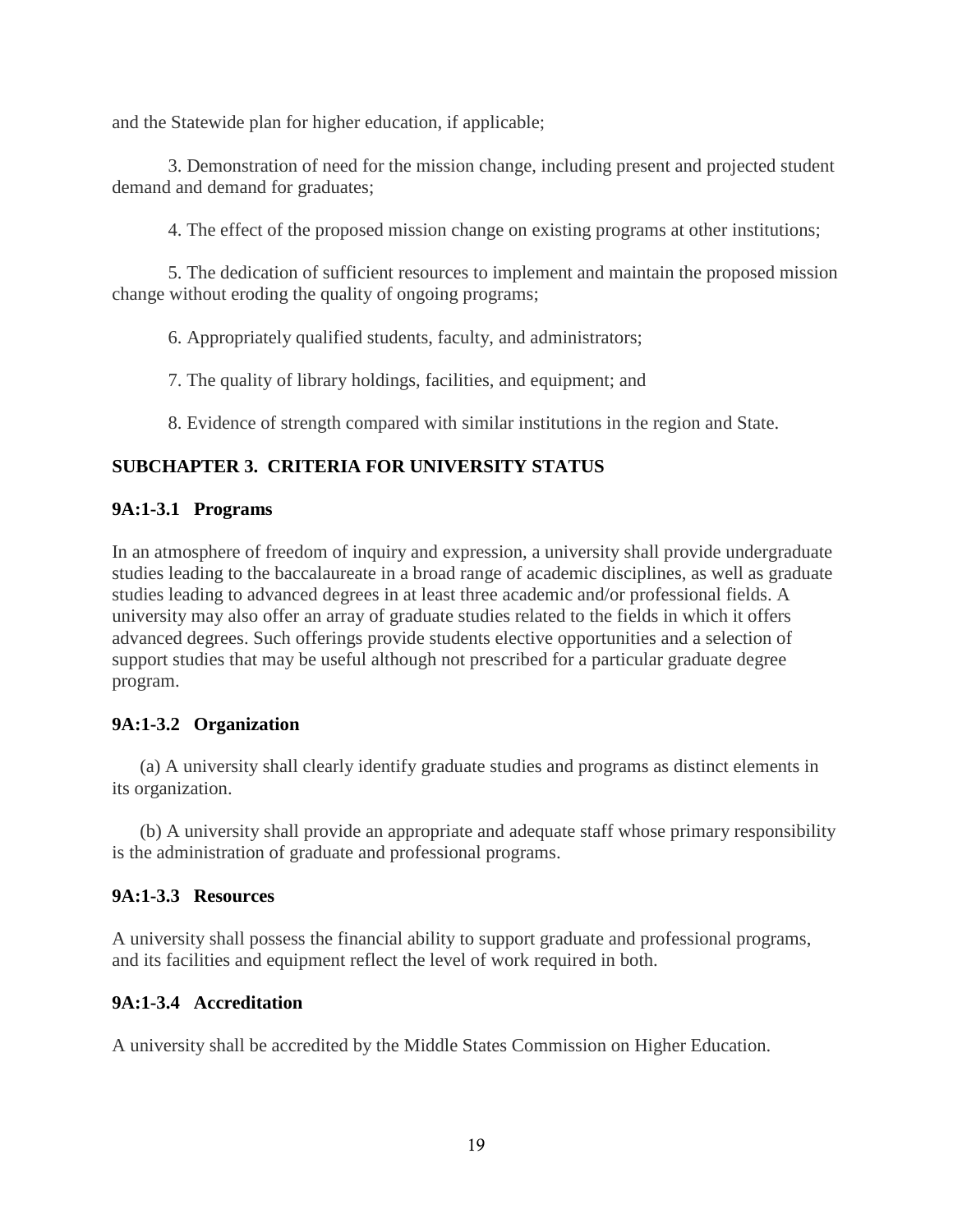and the Statewide plan for higher education, if applicable;

3. Demonstration of need for the mission change, including present and projected student demand and demand for graduates;

4. The effect of the proposed mission change on existing programs at other institutions;

5. The dedication of sufficient resources to implement and maintain the proposed mission change without eroding the quality of ongoing programs;

6. Appropriately qualified students, faculty, and administrators;

7. The quality of library holdings, facilities, and equipment; and

8. Evidence of strength compared with similar institutions in the region and State.

## SUBCHAPTER 3. CRITERIA FOR UNIVERSITY STATUS

### 9A:1-3.1 Programs

In an atmosphere of freedom of inquiry and expression, a university shall provide undergraduate studies leading to the baccalaureate in a broad range of academic disciplines, as well as graduate studies leading to advanced degrees in at least three academic and/or professional fields. A university may also offer an array of graduate studies related to the fields in which it offers advanced degrees. Such offerings provide students elective opportunities and a selection of support studies that may be useful although not prescribed for a particular graduate degree program.

### 9A:1-3.2 Organization

(a) A university shall clearly identify graduate studies and programs as distinct elements in its organization.

(b) A university shall provide an appropriate and adequate staff whose primary responsibility is the administration of graduate and professional programs.

### 9A:1-3.3 Resources

A university shall possess the financial ability to support graduate and professional programs, and its facilities and equipment reflect the level of work required in both.

### 9A:1-3.4 Accreditation

A university shall be accredited by the Middle States Commission on Higher Education.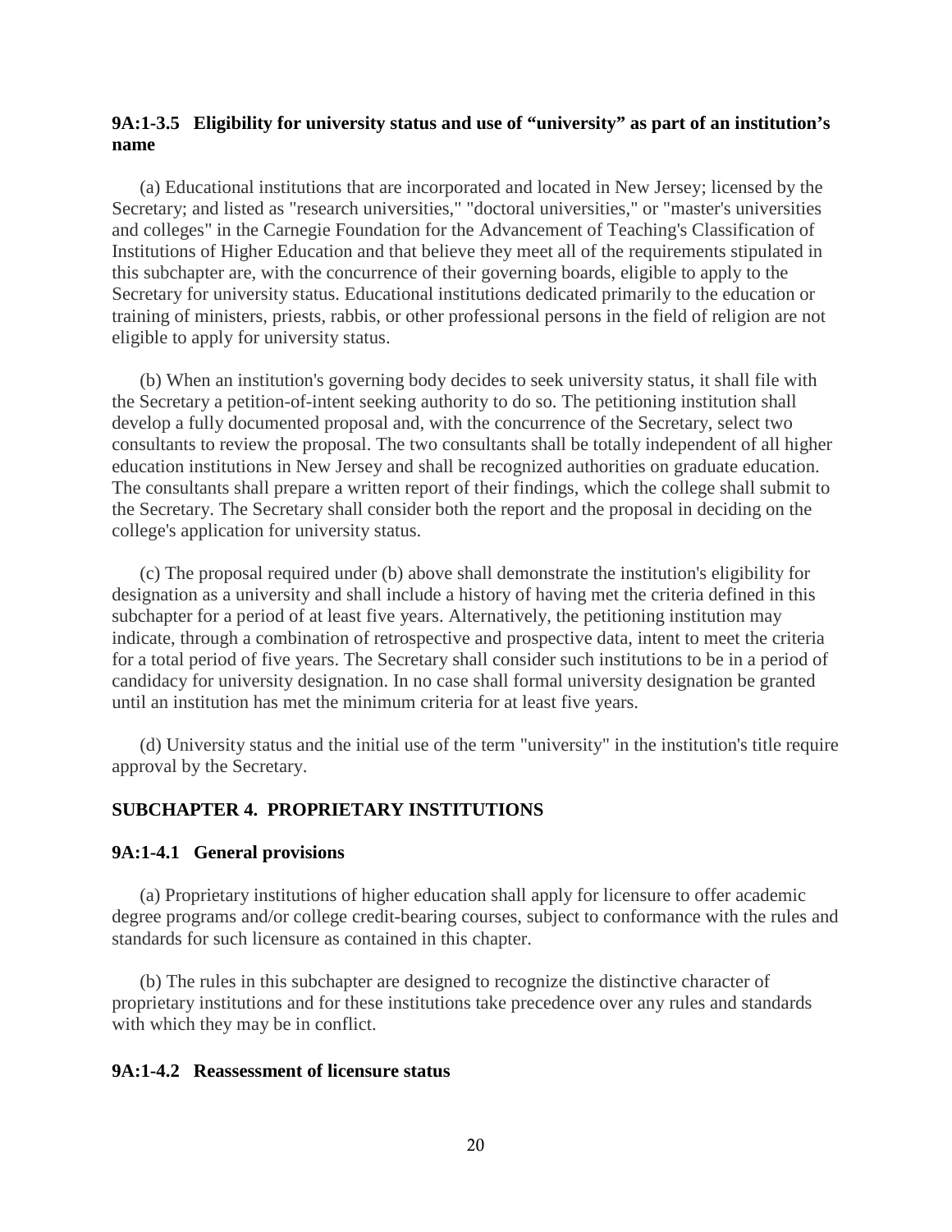### 9A:1-3.5 Eligibility for university status and use of "university" as part of an institution's name

(a) Educational institutions that are incorporated and located in New Jersey; licensed by the Secretary; and listed as "research universities," "doctoral universities," or "master's universities and colleges" in the Carnegie Foundation for the Advancement of Teaching's Classification of Institutions of Higher Education and that believe they meet all of the requirements stipulated in this subchapter are, with the concurrence of their governing boards, eligible to apply to the Secretary for university status. Educational institutions dedicated primarily to the education or training of ministers, priests, rabbis, or other professional persons in the field of religion are not eligible to apply for university status.

(b) When an institution's governing body decides to seek university status, it shall file with the Secretary a petition-of-intent seeking authority to do so. The petitioning institution shall develop a fully documented proposal and, with the concurrence of the Secretary, select two consultants to review the proposal. The two consultants shall be totally independent of all higher education institutions in New Jersey and shall be recognized authorities on graduate education. The consultants shall prepare a written report of their findings, which the college shall submit to the Secretary. The Secretary shall consider both the report and the proposal in deciding on the college's application for university status.

(c) The proposal required under (b) above shall demonstrate the institution's eligibility for designation as a university and shall include a history of having met the criteria defined in this subchapter for a period of at least five years. Alternatively, the petitioning institution may indicate, through a combination of retrospective and prospective data, intent to meet the criteria for a total period of five years. The Secretary shall consider such institutions to be in a period of candidacy for university designation. In no case shall formal university designation be granted until an institution has met the minimum criteria for at least five years.

(d) University status and the initial use of the term "university" in the institution's title require approval by the Secretary.

## SUBCHAPTER 4. PROPRIETARY INSTITUTIONS

### 9A:1-4.1 General provisions

(a) Proprietary institutions of higher education shall apply for licensure to offer academic degree programs and/or college credit-bearing courses, subject to conformance with the rules and standards for such licensure as contained in this chapter.

(b) The rules in this subchapter are designed to recognize the distinctive character of proprietary institutions and for these institutions take precedence over any rules and standards with which they may be in conflict.

### 9A:1-4.2 Reassessment of licensure status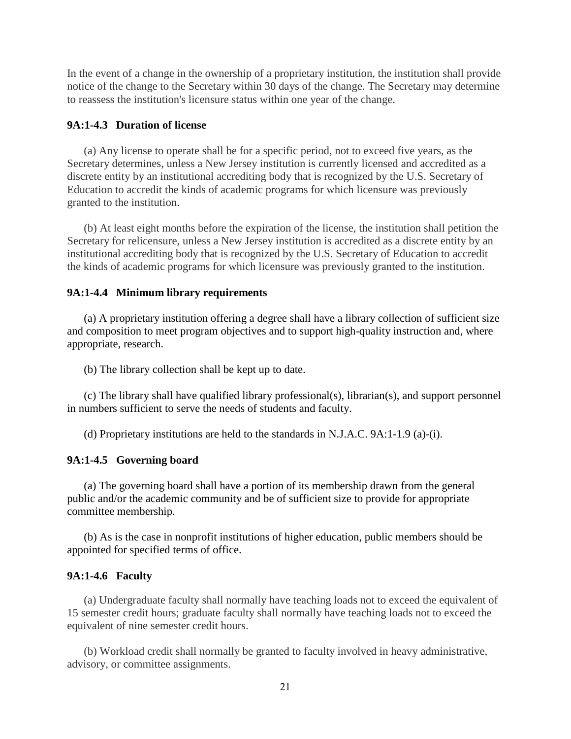In the event of a change in the ownership of a proprietary institution, the institution shall provide notice of the change to the Secretary within 30 days of the change. The Secretary may determine to reassess the institution's licensure status within one year of the change.

### 9A:1-4.3 Duration of license

(a) Any license to operate shall be for a specific period, not to exceed five years, as the Secretary determines, unless a New Jersey institution is currently licensed and accredited as a discrete entity by an institutional accrediting body that is recognized by the U.S. Secretary of Education to accredit the kinds of academic programs for which licensure was previously granted to the institution.

(b) At least eight months before the expiration of the license, the institution shall petition the Secretary for relicensure, unless a New Jersey institution is accredited as a discrete entity by an institutional accrediting body that is recognized by the U.S. Secretary of Education to accredit the kinds of academic programs for which licensure was previously granted to the institution.

### 9A:1-4.4 Minimum library requirements

(a) A proprietary institution offering a degree shall have a library collection of sufficient size and composition to meet program objectives and to support high-quality instruction and, where appropriate, research.

(b) The library collection shall be kept up to date.

(c) The library shall have qualified library professional(s), librarian(s), and support personnel in numbers sufficient to serve the needs of students and faculty.

(d) Proprietary institutions are held to the standards in N.J.A.C. 9A:1-1.9 (a)-(i).

### 9A:1-4.5 Governing board

(a) The governing board shall have a portion of its membership drawn from the general public and/or the academic community and be of sufficient size to provide for appropriate committee membership.

(b) As is the case in nonprofit institutions of higher education, public members should be appointed for specified terms of office.

### 9A:1-4.6 Faculty

(a) Undergraduate faculty shall normally have teaching loads not to exceed the equivalent of 15 semester credit hours; graduate faculty shall normally have teaching loads not to exceed the equivalent of nine semester credit hours.

(b) Workload credit shall normally be granted to faculty involved in heavy administrative, advisory, or committee assignments.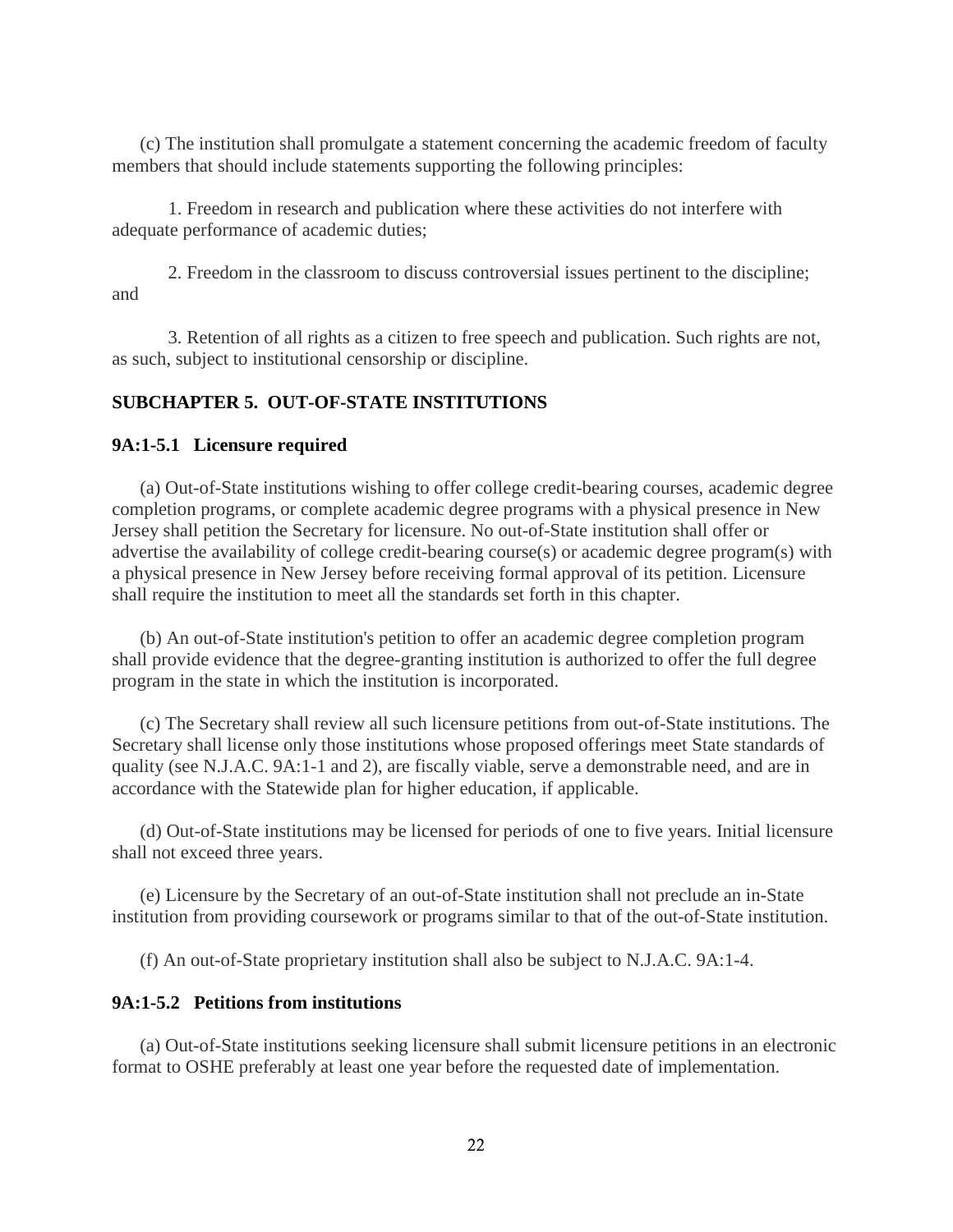(c) The institution shall promulgate a statement concerning the academic freedom of faculty members that should include statements supporting the following principles:

1. Freedom in research and publication where these activities do not interfere with adequate performance of academic duties;

2. Freedom in the classroom to discuss controversial issues pertinent to the discipline; and

3. Retention of all rights as a citizen to free speech and publication. Such rights are not, as such, subject to institutional censorship or discipline.

## SUBCHAPTER 5. OUT-OF-STATE INSTITUTIONS

### 9A:1-5.1 Licensure required

(a) Out-of-State institutions wishing to offer college credit-bearing courses, academic degree completion programs, or complete academic degree programs with a physical presence in New Jersey shall petition the Secretary for licensure. No out-of-State institution shall offer or advertise the availability of college credit-bearing course(s) or academic degree program(s) with a physical presence in New Jersey before receiving formal approval of its petition. Licensure shall require the institution to meet all the standards set forth in this chapter.

(b) An out-of-State institution's petition to offer an academic degree completion program shall provide evidence that the degree-granting institution is authorized to offer the full degree program in the state in which the institution is incorporated.

(c) The Secretary shall review all such licensure petitions from out-of-State institutions. The Secretary shall license only those institutions whose proposed offerings meet State standards of quality (see N.J.A.C. 9A:1-1 and 2), are fiscally viable, serve a demonstrable need, and are in accordance with the Statewide plan for higher education, if applicable.

(d) Out-of-State institutions may be licensed for periods of one to five years. Initial licensure shall not exceed three years.

(e) Licensure by the Secretary of an out-of-State institution shall not preclude an in-State institution from providing coursework or programs similar to that of the out-of-State institution.

(f) An out-of-State proprietary institution shall also be subject to N.J.A.C. 9A:1-4.

### 9A:1-5.2 Petitions from institutions

(a) Out-of-State institutions seeking licensure shall submit licensure petitions in an electronic format to OSHE preferably at least one year before the requested date of implementation.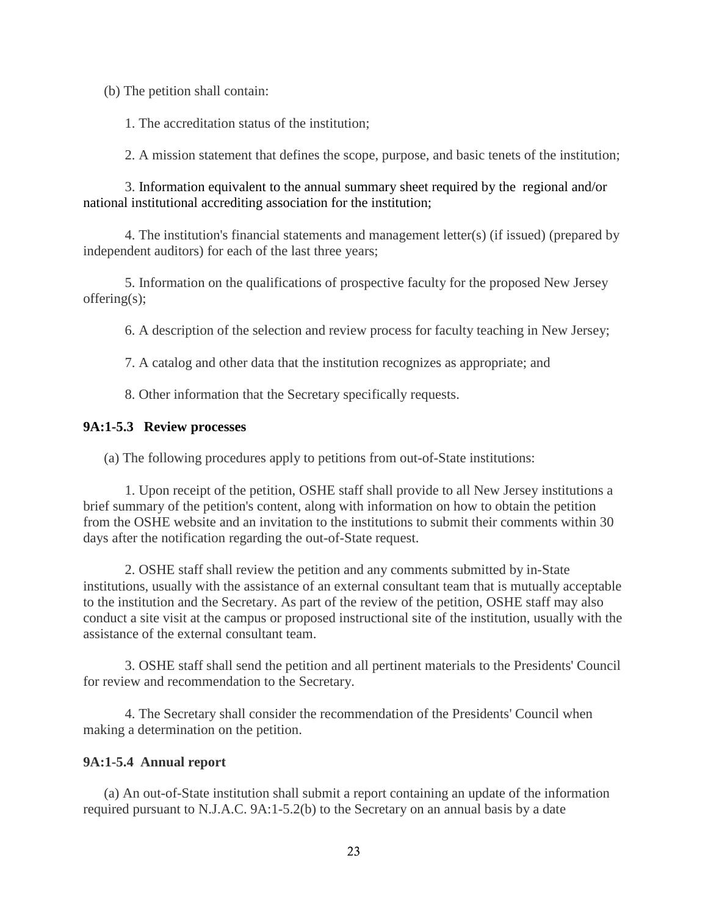(b) The petition shall contain:

1. The accreditation status of the institution;

2. A mission statement that defines the scope, purpose, and basic tenets of the institution;

3. Information equivalent to the annual summary sheet required by the regional and/or national institutional accrediting association for the institution;

4. The institution's financial statements and management letter(s) (if issued) (prepared by independent auditors) for each of the last three years;

5. Information on the qualifications of prospective faculty for the proposed New Jersey offering(s);

6. A description of the selection and review process for faculty teaching in New Jersey;

7. A catalog and other data that the institution recognizes as appropriate; and

8. Other information that the Secretary specifically requests.

### 9A:1-5.3 Review processes

(a) The following procedures apply to petitions from out-of-State institutions:

1. Upon receipt of the petition, OSHE staff shall provide to all New Jersey institutions a brief summary of the petition's content, along with information on how to obtain the petition from the OSHE website and an invitation to the institutions to submit their comments within 30 days after the notification regarding the out-of-State request.

2. OSHE staff shall review the petition and any comments submitted by in-State institutions, usually with the assistance of an external consultant team that is mutually acceptable to the institution and the Secretary. As part of the review of the petition, OSHE staff may also conduct a site visit at the campus or proposed instructional site of the institution, usually with the assistance of the external consultant team.

3. OSHE staff shall send the petition and all pertinent materials to the Presidents' Council for review and recommendation to the Secretary.

4. The Secretary shall consider the recommendation of the Presidents' Council when making a determination on the petition.

### 9A:1-5.4 Annual report

(a) An out-of-State institution shall submit a report containing an update of the information required pursuant to N.J.A.C. 9A:1-5.2(b) to the Secretary on an annual basis by a date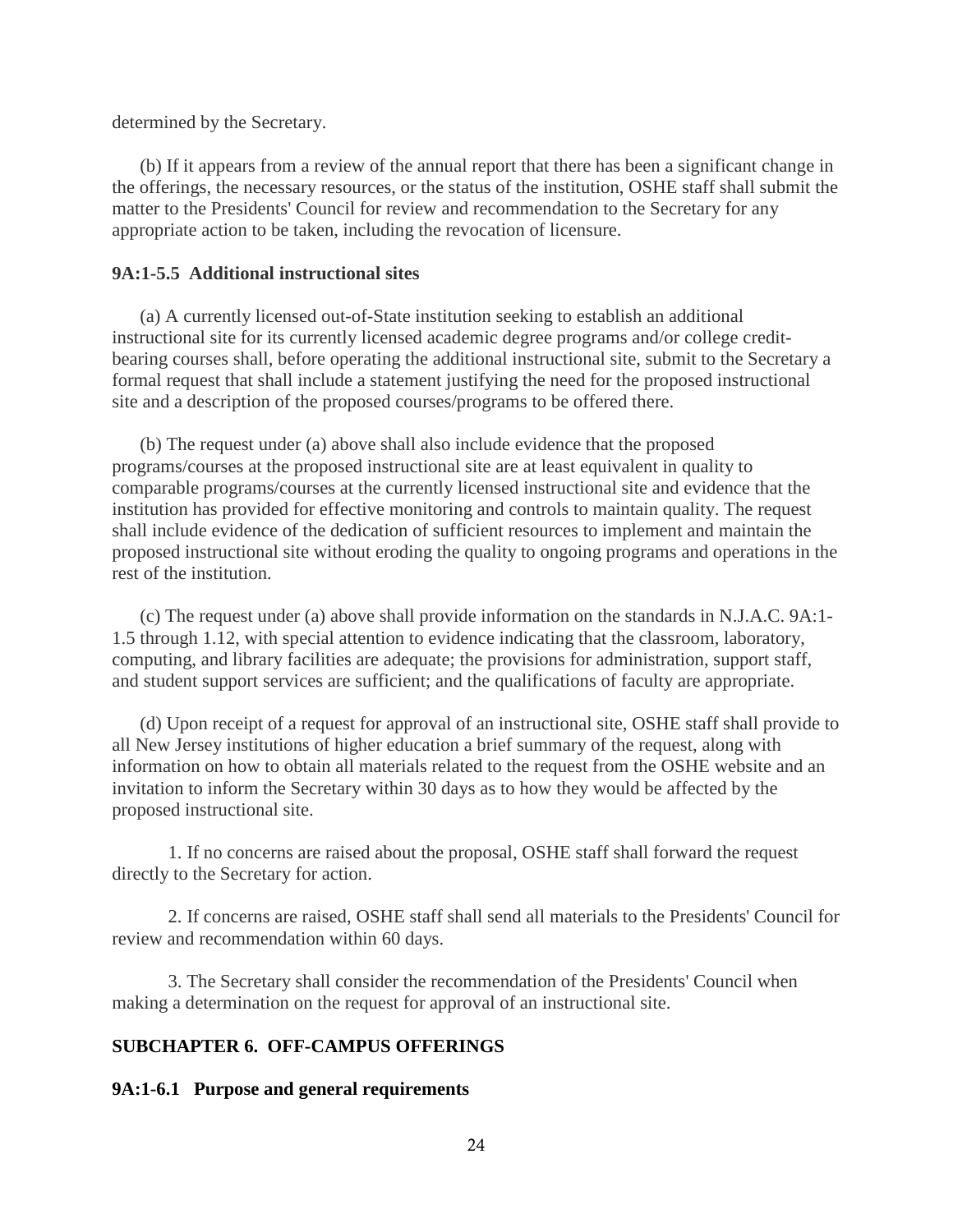determined by the Secretary.

(b) If it appears from a review of the annual report that there has been a significant change in the offerings, the necessary resources, or the status of the institution, OSHE staff shall submit the matter to the Presidents' Council for review and recommendation to the Secretary for any appropriate action to be taken, including the revocation of licensure.

**9A:1-5.5 Additional instructional sites**

(a) A currently licensed out-of-State institution seeking to establish an additional instructional site for its currently licensed academic degree programs and/or college credit-bearing courses shall, before operating the additional instructional site, submit to the Secretary a formal request that shall include a statement justifying the need for the proposed instructional site and a description of the proposed courses/programs to be offered there.

(b) The request under (a) above shall also include evidence that the proposed programs/courses at the proposed instructional site are at least equivalent in quality to comparable programs/courses at the currently licensed instructional site and evidence that the institution has provided for effective monitoring and controls to maintain quality. The request shall include evidence of the dedication of sufficient resources to implement and maintain the proposed instructional site without eroding the quality to ongoing programs and operations in the rest of the institution.

(c) The request under (a) above shall provide information on the standards in N.J.A.C. 9A:1-1.5 through 1.12, with special attention to evidence indicating that the classroom, laboratory, computing, and library facilities are adequate; the provisions for administration, support staff, and student support services are sufficient; and the qualifications of faculty are appropriate.

(d) Upon receipt of a request for approval of an instructional site, OSHE staff shall provide to all New Jersey institutions of higher education a brief summary of the request, along with information on how to obtain all materials related to the request from the OSHE website and an invitation to inform the Secretary within 30 days as to how they would be affected by the proposed instructional site.

1. If no concerns are raised about the proposal, OSHE staff shall forward the request directly to the Secretary for action.

2. If concerns are raised, OSHE staff shall send all materials to the Presidents' Council for review and recommendation within 60 days.

3. The Secretary shall consider the recommendation of the Presidents' Council when making a determination on the request for approval of an instructional site.

## SUBCHAPTER 6. OFF-CAMPUS OFFERINGS

**9A:1-6.1 Purpose and general requirements**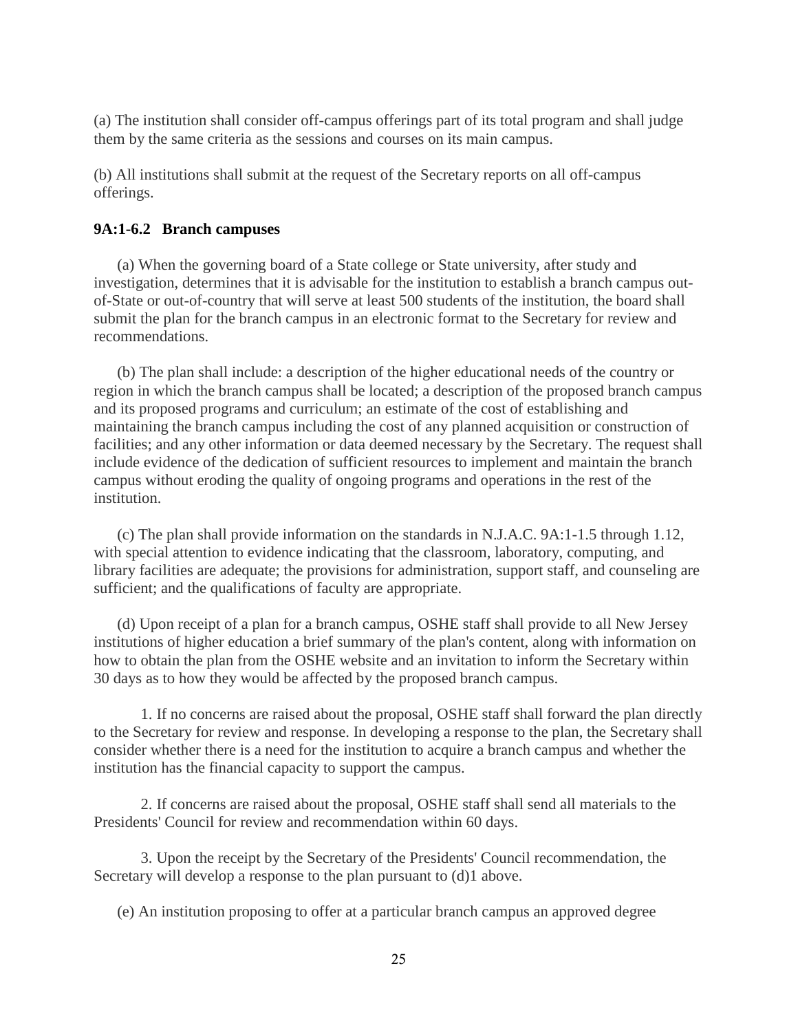(a) The institution shall consider off-campus offerings part of its total program and shall judge them by the same criteria as the sessions and courses on its main campus.

(b) All institutions shall submit at the request of the Secretary reports on all off-campus offerings.

### 9A:1-6.2 Branch campuses

(a) When the governing board of a State college or State university, after study and investigation, determines that it is advisable for the institution to establish a branch campus out-of-State or out-of-country that will serve at least 500 students of the institution, the board shall submit the plan for the branch campus in an electronic format to the Secretary for review and recommendations.

(b) The plan shall include: a description of the higher educational needs of the country or region in which the branch campus shall be located; a description of the proposed branch campus and its proposed programs and curriculum; an estimate of the cost of establishing and maintaining the branch campus including the cost of any planned acquisition or construction of facilities; and any other information or data deemed necessary by the Secretary. The request shall include evidence of the dedication of sufficient resources to implement and maintain the branch campus without eroding the quality of ongoing programs and operations in the rest of the institution.

(c) The plan shall provide information on the standards in N.J.A.C. 9A:1-1.5 through 1.12, with special attention to evidence indicating that the classroom, laboratory, computing, and library facilities are adequate; the provisions for administration, support staff, and counseling are sufficient; and the qualifications of faculty are appropriate.

(d) Upon receipt of a plan for a branch campus, OSHE staff shall provide to all New Jersey institutions of higher education a brief summary of the plan's content, along with information on how to obtain the plan from the OSHE website and an invitation to inform the Secretary within 30 days as to how they would be affected by the proposed branch campus.

1. If no concerns are raised about the proposal, OSHE staff shall forward the plan directly to the Secretary for review and response. In developing a response to the plan, the Secretary shall consider whether there is a need for the institution to acquire a branch campus and whether the institution has the financial capacity to support the campus.

2. If concerns are raised about the proposal, OSHE staff shall send all materials to the Presidents' Council for review and recommendation within 60 days.

3. Upon the receipt by the Secretary of the Presidents' Council recommendation, the Secretary will develop a response to the plan pursuant to (d)1 above.

(e) An institution proposing to offer at a particular branch campus an approved degree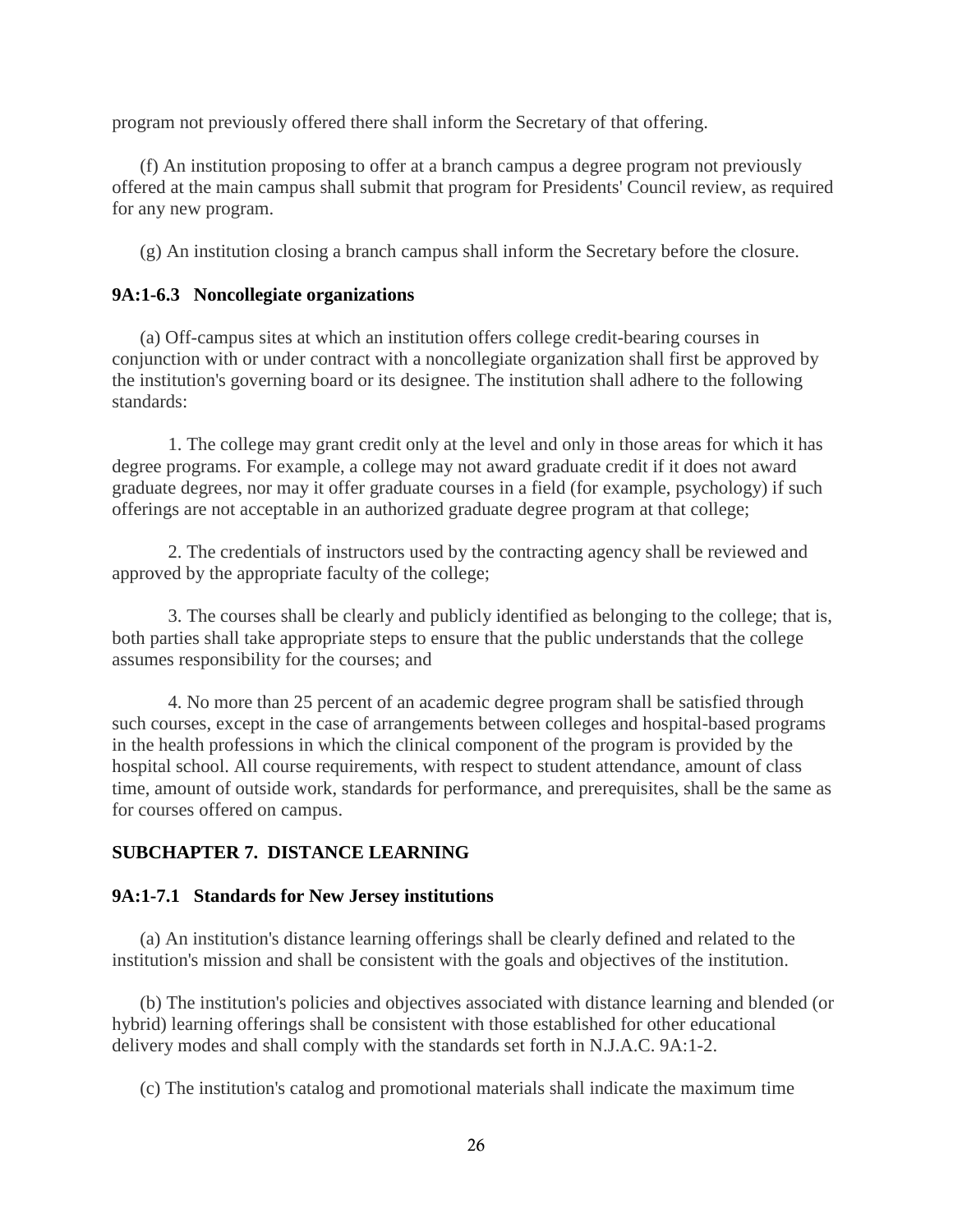program not previously offered there shall inform the Secretary of that offering.

(f) An institution proposing to offer at a branch campus a degree program not previously offered at the main campus shall submit that program for Presidents' Council review, as required for any new program.

(g) An institution closing a branch campus shall inform the Secretary before the closure.

### 9A:1-6.3 Noncollegiate organizations

(a) Off-campus sites at which an institution offers college credit-bearing courses in conjunction with or under contract with a noncollegiate organization shall first be approved by the institution's governing board or its designee. The institution shall adhere to the following standards:

1. The college may grant credit only at the level and only in those areas for which it has degree programs. For example, a college may not award graduate credit if it does not award graduate degrees, nor may it offer graduate courses in a field (for example, psychology) if such offerings are not acceptable in an authorized graduate degree program at that college;

2. The credentials of instructors used by the contracting agency shall be reviewed and approved by the appropriate faculty of the college;

3. The courses shall be clearly and publicly identified as belonging to the college; that is, both parties shall take appropriate steps to ensure that the public understands that the college assumes responsibility for the courses; and

4. No more than 25 percent of an academic degree program shall be satisfied through such courses, except in the case of arrangements between colleges and hospital-based programs in the health professions in which the clinical component of the program is provided by the hospital school. All course requirements, with respect to student attendance, amount of class time, amount of outside work, standards for performance, and prerequisites, shall be the same as for courses offered on campus.

## SUBCHAPTER 7. DISTANCE LEARNING

### 9A:1-7.1 Standards for New Jersey institutions

(a) An institution's distance learning offerings shall be clearly defined and related to the institution's mission and shall be consistent with the goals and objectives of the institution.

(b) The institution's policies and objectives associated with distance learning and blended (or hybrid) learning offerings shall be consistent with those established for other educational delivery modes and shall comply with the standards set forth in N.J.A.C. 9A:1-2.

(c) The institution's catalog and promotional materials shall indicate the maximum time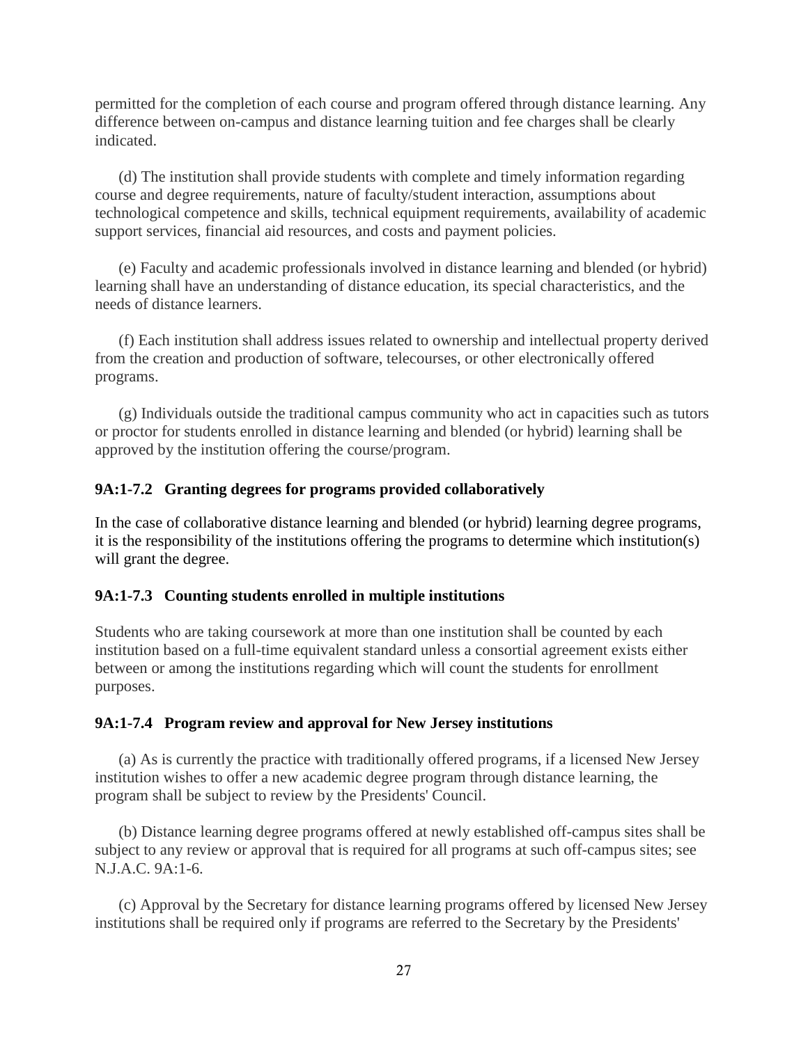permitted for the completion of each course and program offered through distance learning. Any difference between on-campus and distance learning tuition and fee charges shall be clearly indicated.

(d) The institution shall provide students with complete and timely information regarding course and degree requirements, nature of faculty/student interaction, assumptions about technological competence and skills, technical equipment requirements, availability of academic support services, financial aid resources, and costs and payment policies.

(e) Faculty and academic professionals involved in distance learning and blended (or hybrid) learning shall have an understanding of distance education, its special characteristics, and the needs of distance learners.

(f) Each institution shall address issues related to ownership and intellectual property derived from the creation and production of software, telecourses, or other electronically offered programs.

(g) Individuals outside the traditional campus community who act in capacities such as tutors or proctor for students enrolled in distance learning and blended (or hybrid) learning shall be approved by the institution offering the course/program.

### 9A:1-7.2 Granting degrees for programs provided collaboratively

In the case of collaborative distance learning and blended (or hybrid) learning degree programs, it is the responsibility of the institutions offering the programs to determine which institution(s) will grant the degree.

### 9A:1-7.3 Counting students enrolled in multiple institutions

Students who are taking coursework at more than one institution shall be counted by each institution based on a full-time equivalent standard unless a consortial agreement exists either between or among the institutions regarding which will count the students for enrollment purposes.

### 9A:1-7.4 Program review and approval for New Jersey institutions

(a) As is currently the practice with traditionally offered programs, if a licensed New Jersey institution wishes to offer a new academic degree program through distance learning, the program shall be subject to review by the Presidents' Council.

(b) Distance learning degree programs offered at newly established off-campus sites shall be subject to any review or approval that is required for all programs at such off-campus sites; see N.J.A.C. 9A:1-6.

(c) Approval by the Secretary for distance learning programs offered by licensed New Jersey institutions shall be required only if programs are referred to the Secretary by the Presidents'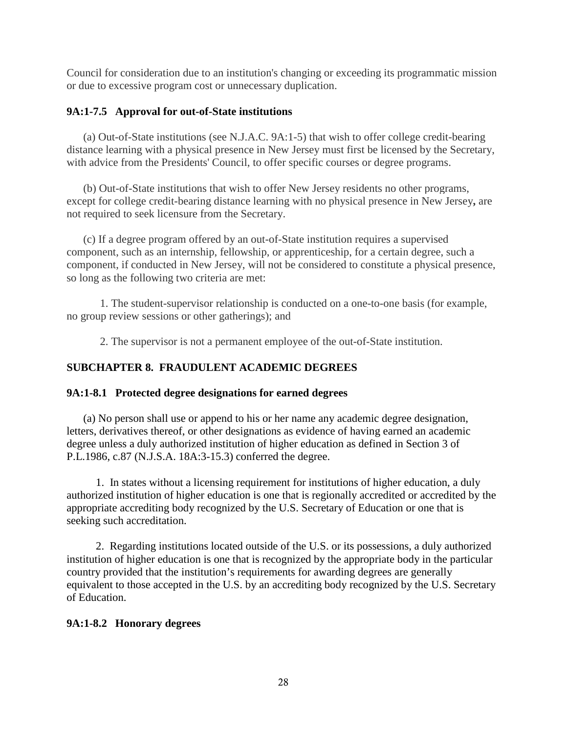Council for consideration due to an institution's changing or exceeding its programmatic mission or due to excessive program cost or unnecessary duplication.

### 9A:1-7.5 Approval for out-of-State institutions

(a) Out-of-State institutions (see N.J.A.C. 9A:1-5) that wish to offer college credit-bearing distance learning with a physical presence in New Jersey must first be licensed by the Secretary, with advice from the Presidents' Council, to offer specific courses or degree programs.

(b) Out-of-State institutions that wish to offer New Jersey residents no other programs, except for college credit-bearing distance learning with no physical presence in New Jersey**,** are not required to seek licensure from the Secretary.

(c) If a degree program offered by an out-of-State institution requires a supervised component, such as an internship, fellowship, or apprenticeship, for a certain degree, such a component, if conducted in New Jersey, will not be considered to constitute a physical presence, so long as the following two criteria are met:

1. The student-supervisor relationship is conducted on a one-to-one basis (for example, no group review sessions or other gatherings); and

2. The supervisor is not a permanent employee of the out-of-State institution.

## SUBCHAPTER 8. FRAUDULENT ACADEMIC DEGREES

### 9A:1-8.1 Protected degree designations for earned degrees

(a) No person shall use or append to his or her name any academic degree designation, letters, derivatives thereof, or other designations as evidence of having earned an academic degree unless a duly authorized institution of higher education as defined in Section 3 of P.L.1986, c.87 (N.J.S.A. 18A:3-15.3) conferred the degree.

1. In states without a licensing requirement for institutions of higher education, a duly authorized institution of higher education is one that is regionally accredited or accredited by the appropriate accrediting body recognized by the U.S. Secretary of Education or one that is seeking such accreditation.

2. Regarding institutions located outside of the U.S. or its possessions, a duly authorized institution of higher education is one that is recognized by the appropriate body in the particular country provided that the institution's requirements for awarding degrees are generally equivalent to those accepted in the U.S. by an accrediting body recognized by the U.S. Secretary of Education.

### 9A:1-8.2 Honorary degrees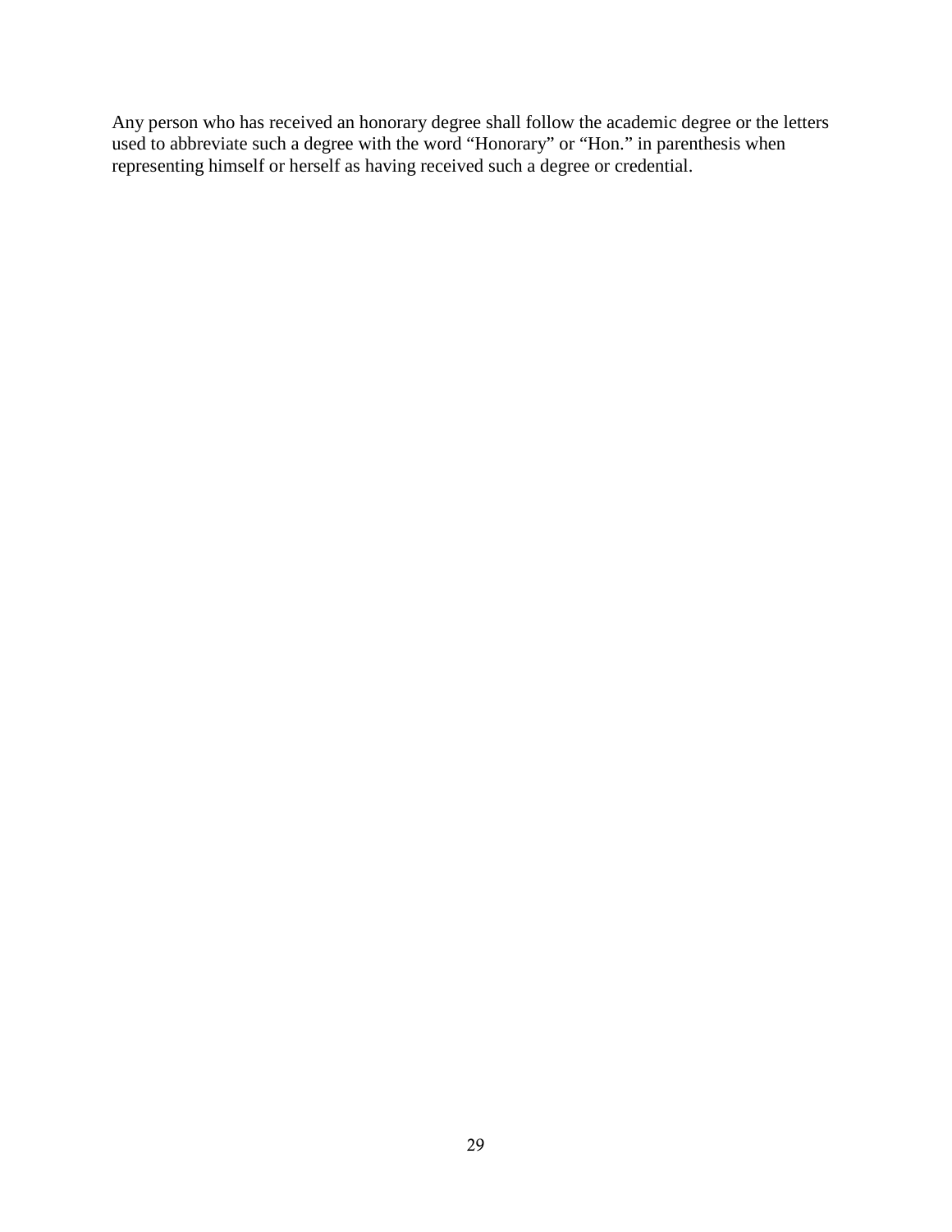Any person who has received an honorary degree shall follow the academic degree or the letters used to abbreviate such a degree with the word “Honorary” or “Hon.” in parenthesis when representing himself or herself as having received such a degree or credential.